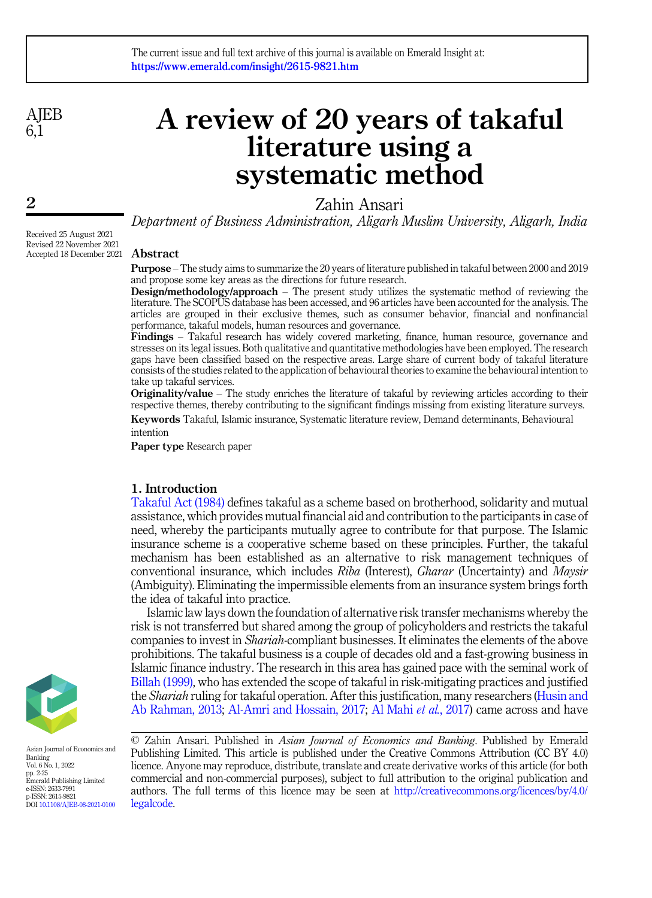# A review of 20 years of takaful literature using a systematic method

Zahin Ansari

*Department of Business Administration, Aligarh Muslim University, Aligarh, India*

Received 25 August 2021
Revised 22 November 2021
Accepted 18 December 2021

## Abstract

**Purpose** – The study aims to summarize the 20 years of literature published in takaful between 2000 and 2019 and propose some key areas as the directions for future research.

**Design/methodology/approach** – The present study utilizes the systematic method of reviewing the literature. The SCOPUS database has been accessed, and 96 articles have been accounted for the analysis. The articles are grouped in their exclusive themes, such as consumer behavior, financial and nonfinancial performance, takaful models, human resources and governance.

**Findings** – Takaful research has widely covered marketing, finance, human resource, governance and stresses on its legal issues. Both qualitative and quantitative methodologies have been employed. The research gaps have been classified based on the respective areas. Large share of current body of takaful literature consists of the studies related to the application of behavioural theories to examine the behavioural intention to take up takaful services.

**Originality/value** – The study enriches the literature of takaful by reviewing articles according to their respective themes, thereby contributing to the significant findings missing from existing literature surveys.

**Keywords** Takaful, Islamic insurance, Systematic literature review, Demand determinants, Behavioural intention

**Paper type** Research paper

## 1. Introduction

Takaful Act (1984) defines takaful as a scheme based on brotherhood, solidarity and mutual assistance, which provides mutual financial aid and contribution to the participants in case of need, whereby the participants mutually agree to contribute for that purpose. The Islamic insurance scheme is a cooperative scheme based on these principles. Further, the takaful mechanism has been established as an alternative to risk management techniques of conventional insurance, which includes *Riba* (Interest), *Gharar* (Uncertainty) and *Maysir* (Ambiguity). Eliminating the impermissible elements from an insurance system brings forth the idea of takaful into practice.

Islamic law lays down the foundation of alternative risk transfer mechanisms whereby the risk is not transferred but shared among the group of policyholders and restricts the takaful companies to invest in *Shariah*-compliant businesses. It eliminates the elements of the above prohibitions. The takaful business is a couple of decades old and a fast-growing business in Islamic finance industry. The research in this area has gained pace with the seminal work of Billah (1999), who has extended the scope of takaful in risk-mitigating practices and justified the *Shariah* ruling for takaful operation. After this justification, many researchers (Husin and Ab Rahman, 2013; Al-Amri and Hossain, 2017; Al Mahi *et al.*, 2017) came across and have

© Zahin Ansari. Published in *Asian Journal of Economics and Banking*. Published by Emerald Publishing Limited. This article is published under the Creative Commons Attribution (CC BY 4.0) licence. Anyone may reproduce, distribute, translate and create derivative works of this article (for both commercial and non-commercial purposes), subject to full attribution to the original publication and authors. The full terms of this licence may be seen at http://creativecommons.org/licences/by/4.0/legalcode.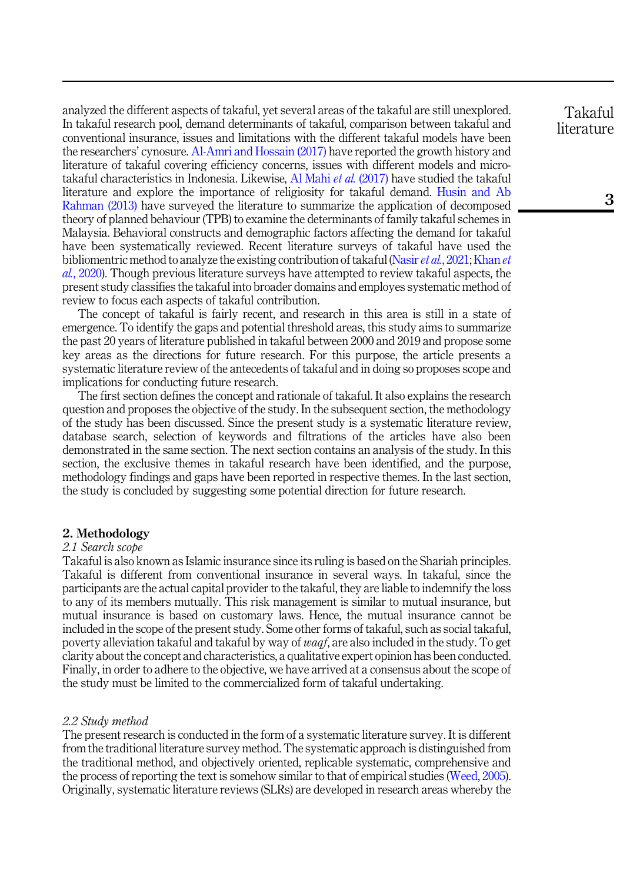analyzed the different aspects of takaful, yet several areas of the takaful are still unexplored. In takaful research pool, demand determinants of takaful, comparison between takaful and conventional insurance, issues and limitations with the different takaful models have been the researchers' cynosure. Al-Amri and Hossain (2017) have reported the growth history and literature of takaful covering efficiency concerns, issues with different models and micro-takaful characteristics in Indonesia. Likewise, Al Mahi *et al.* (2017) have studied the takaful literature and explore the importance of religiosity for takaful demand. Husin and Ab Rahman (2013) have surveyed the literature to summarize the application of decomposed theory of planned behaviour (TPB) to examine the determinants of family takaful schemes in Malaysia. Behavioral constructs and demographic factors affecting the demand for takaful have been systematically reviewed. Recent literature surveys of takaful have used the bibliomentric method to analyze the existing contribution of takaful (Nasir *et al.*, 2021; Khan *et al.*, 2020). Though previous literature surveys have attempted to review takaful aspects, the present study classifies the takaful into broader domains and employes systematic method of review to focus each aspects of takaful contribution.

The concept of takaful is fairly recent, and research in this area is still in a state of emergence. To identify the gaps and potential threshold areas, this study aims to summarize the past 20 years of literature published in takaful between 2000 and 2019 and propose some key areas as the directions for future research. For this purpose, the article presents a systematic literature review of the antecedents of takaful and in doing so proposes scope and implications for conducting future research.

The first section defines the concept and rationale of takaful. It also explains the research question and proposes the objective of the study. In the subsequent section, the methodology of the study has been discussed. Since the present study is a systematic literature review, database search, selection of keywords and filtrations of the articles have also been demonstrated in the same section. The next section contains an analysis of the study. In this section, the exclusive themes in takaful research have been identified, and the purpose, methodology findings and gaps have been reported in respective themes. In the last section, the study is concluded by suggesting some potential direction for future research.

## 2. Methodology

### 2.1 Search scope

Takaful is also known as Islamic insurance since its ruling is based on the Shariah principles. Takaful is different from conventional insurance in several ways. In takaful, since the participants are the actual capital provider to the takaful, they are liable to indemnify the loss to any of its members mutually. This risk management is similar to mutual insurance, but mutual insurance is based on customary laws. Hence, the mutual insurance cannot be included in the scope of the present study. Some other forms of takaful, such as social takaful, poverty alleviation takaful and takaful by way of *waqf*, are also included in the study. To get clarity about the concept and characteristics, a qualitative expert opinion has been conducted. Finally, in order to adhere to the objective, we have arrived at a consensus about the scope of the study must be limited to the commercialized form of takaful undertaking.

### 2.2 Study method

The present research is conducted in the form of a systematic literature survey. It is different from the traditional literature survey method. The systematic approach is distinguished from the traditional method, and objectively oriented, replicable systematic, comprehensive and the process of reporting the text is somehow similar to that of empirical studies (Weed, 2005). Originally, systematic literature reviews (SLRs) are developed in research areas whereby the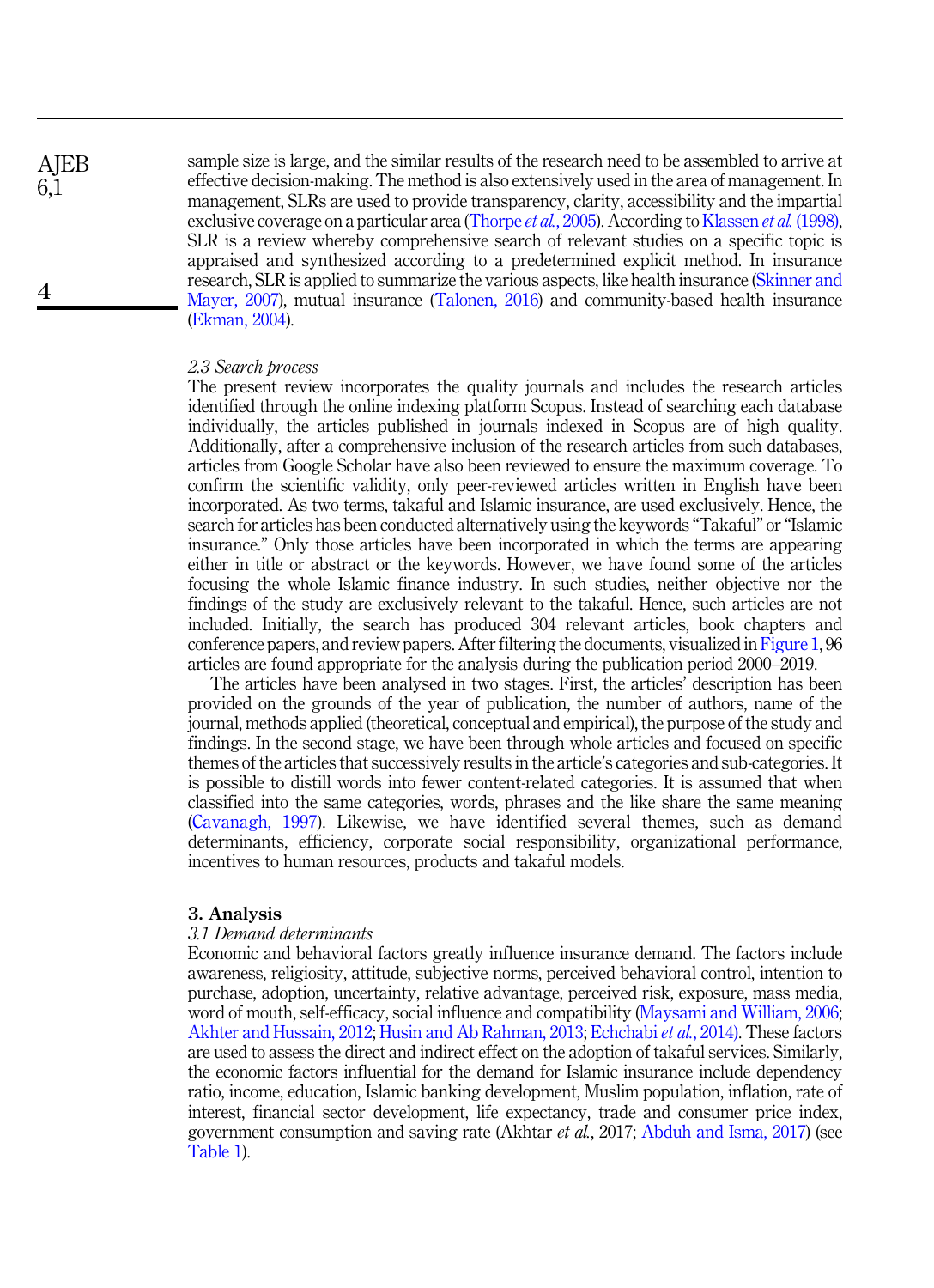sample size is large, and the similar results of the research need to be assembled to arrive at effective decision-making. The method is also extensively used in the area of management. In management, SLRs are used to provide transparency, clarity, accessibility and the impartial exclusive coverage on a particular area (Thorpe *et al.*, 2005). According to Klassen *et al.* (1998), SLR is a review whereby comprehensive search of relevant studies on a specific topic is appraised and synthesized according to a predetermined explicit method. In insurance research, SLR is applied to summarize the various aspects, like health insurance (Skinner and Mayer, 2007), mutual insurance (Talonen, 2016) and community-based health insurance (Ekman, 2004).

### *2.3 Search process*

The present review incorporates the quality journals and includes the research articles identified through the online indexing platform Scopus. Instead of searching each database individually, the articles published in journals indexed in Scopus are of high quality. Additionally, after a comprehensive inclusion of the research articles from such databases, articles from Google Scholar have also been reviewed to ensure the maximum coverage. To confirm the scientific validity, only peer-reviewed articles written in English have been incorporated. As two terms, takaful and Islamic insurance, are used exclusively. Hence, the search for articles has been conducted alternatively using the keywords "Takaful" or "Islamic insurance." Only those articles have been incorporated in which the terms are appearing either in title or abstract or the keywords. However, we have found some of the articles focusing the whole Islamic finance industry. In such studies, neither objective nor the findings of the study are exclusively relevant to the takaful. Hence, such articles are not included. Initially, the search has produced 304 relevant articles, book chapters and conference papers, and review papers. After filtering the documents, visualized in Figure 1, 96 articles are found appropriate for the analysis during the publication period 2000–2019.

The articles have been analysed in two stages. First, the articles' description has been provided on the grounds of the year of publication, the number of authors, name of the journal, methods applied (theoretical, conceptual and empirical), the purpose of the study and findings. In the second stage, we have been through whole articles and focused on specific themes of the articles that successively results in the article's categories and sub-categories. It is possible to distill words into fewer content-related categories. It is assumed that when classified into the same categories, words, phrases and the like share the same meaning (Cavanagh, 1997). Likewise, we have identified several themes, such as demand determinants, efficiency, corporate social responsibility, organizational performance, incentives to human resources, products and takaful models.

## 3. Analysis

### *3.1 Demand determinants*

Economic and behavioral factors greatly influence insurance demand. The factors include awareness, religiosity, attitude, subjective norms, perceived behavioral control, intention to purchase, adoption, uncertainty, relative advantage, perceived risk, exposure, mass media, word of mouth, self-efficacy, social influence and compatibility (Maysami and William, 2006; Akhter and Hussain, 2012; Husin and Ab Rahman, 2013; Echchabi *et al.*, 2014). These factors are used to assess the direct and indirect effect on the adoption of takaful services. Similarly, the economic factors influential for the demand for Islamic insurance include dependency ratio, income, education, Islamic banking development, Muslim population, inflation, rate of interest, financial sector development, life expectancy, trade and consumer price index, government consumption and saving rate (Akhtar *et al.*, 2017; Abduh and Isma, 2017) (see Table 1).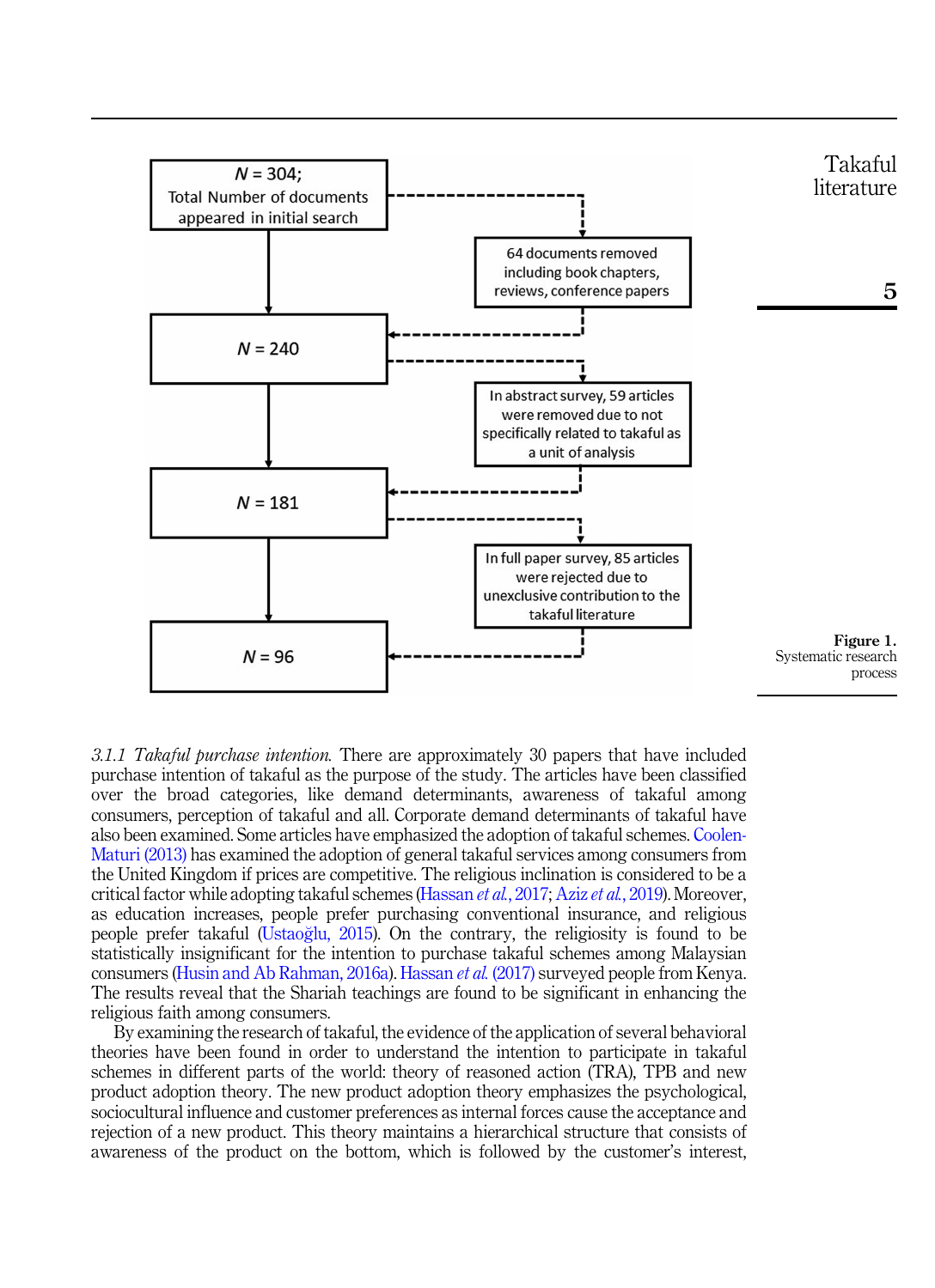N = 304;
Total Number of documents appeared in initial search

64 documents removed including book chapters, reviews, conference papers

N = 240

In abstract survey, 59 articles were removed due to not specifically related to takaful as a unit of analysis

N = 181

In full paper survey, 85 articles were rejected due to unexclusive contribution to the takaful literature

N = 96

**Figure 1.** Systematic research process

*3.1.1 Takaful purchase intention.* There are approximately 30 papers that have included purchase intention of takaful as the purpose of the study. The articles have been classified over the broad categories, like demand determinants, awareness of takaful among consumers, perception of takaful and all. Corporate demand determinants of takaful have also been examined. Some articles have emphasized the adoption of takaful schemes. Coolen-Maturi (2013) has examined the adoption of general takaful services among consumers from the United Kingdom if prices are competitive. The religious inclination is considered to be a critical factor while adopting takaful schemes (Hassan *et al.*, 2017; Aziz *et al.*, 2019). Moreover, as education increases, people prefer purchasing conventional insurance, and religious people prefer takaful (Ustaoğlu, 2015). On the contrary, the religiosity is found to be statistically insignificant for the intention to purchase takaful schemes among Malaysian consumers (Husin and Ab Rahman, 2016a). Hassan *et al.* (2017) surveyed people from Kenya. The results reveal that the Shariah teachings are found to be significant in enhancing the religious faith among consumers.

By examining the research of takaful, the evidence of the application of several behavioral theories have been found in order to understand the intention to participate in takaful schemes in different parts of the world: theory of reasoned action (TRA), TPB and new product adoption theory. The new product adoption theory emphasizes the psychological, sociocultural influence and customer preferences as internal forces cause the acceptance and rejection of a new product. This theory maintains a hierarchical structure that consists of awareness of the product on the bottom, which is followed by the customer's interest,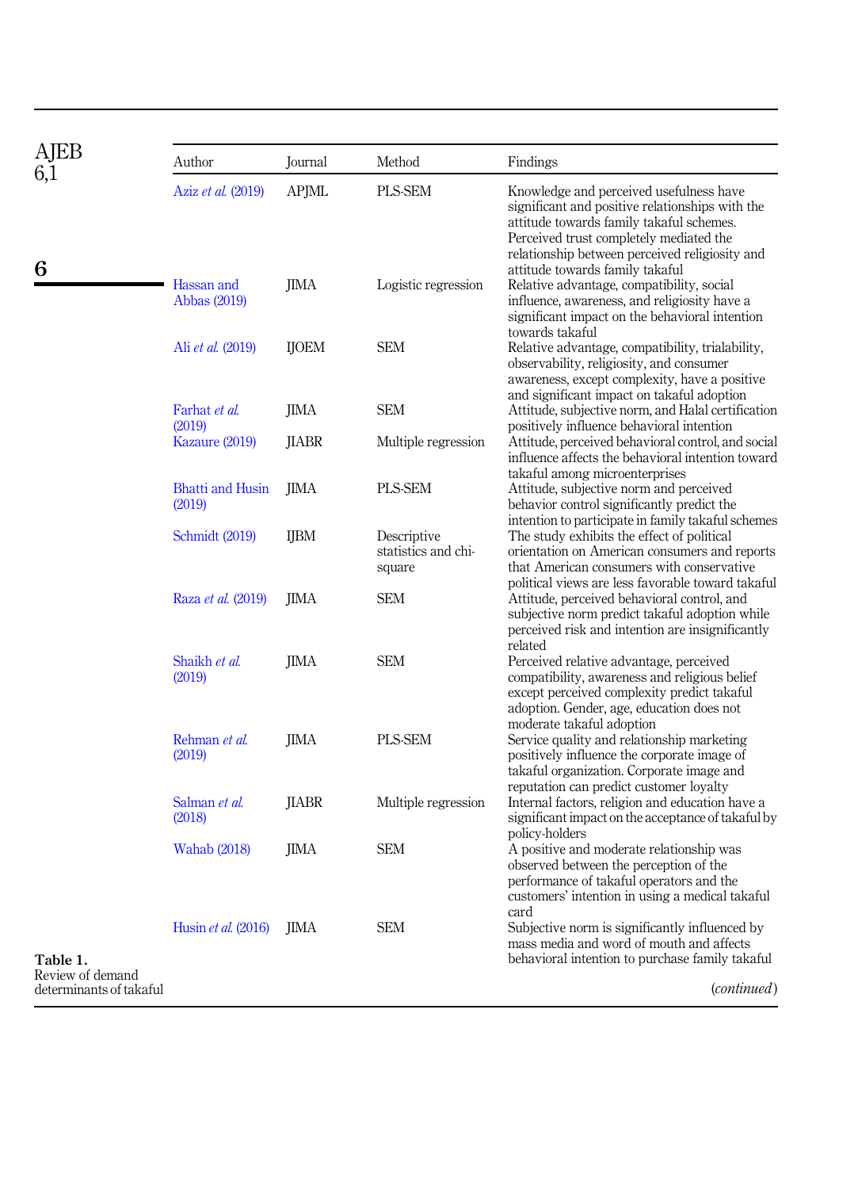**Table 1.** Review of demand determinants of takaful

| Author | Journal | Method | Findings |
|---|---|---|---|
| Aziz *et al.* (2019) | APJML | PLS-SEM | Knowledge and perceived usefulness have significant and positive relationships with the attitude towards family takaful schemes. Perceived trust completely mediated the relationship between perceived religiosity and attitude towards family takaful |
| Hassan and Abbas (2019) | JIMA | Logistic regression | Relative advantage, compatibility, social influence, awareness, and religiosity have a significant impact on the behavioral intention towards takaful |
| Ali *et al.* (2019) | IJOEM | SEM | Relative advantage, compatibility, trialability, observability, religiosity, and consumer awareness, except complexity, have a positive and significant impact on takaful adoption |
| Farhat *et al.* (2019) | JIMA | SEM | Attitude, subjective norm, and Halal certification positively influence behavioral intention |
| Kazaure (2019) | JIABR | Multiple regression | Attitude, perceived behavioral control, and social influence affects the behavioral intention toward takaful among microenterprises |
| Bhatti and Husin (2019) | JIMA | PLS-SEM | Attitude, subjective norm and perceived behavior control significantly predict the intention to participate in family takaful schemes |
| Schmidt (2019) | IJBM | Descriptive statistics and chi-square | The study exhibits the effect of political orientation on American consumers and reports that American consumers with conservative political views are less favorable toward takaful |
| Raza *et al.* (2019) | JIMA | SEM | Attitude, perceived behavioral control, and subjective norm predict takaful adoption while perceived risk and intention are insignificantly related |
| Shaikh *et al.* (2019) | JIMA | SEM | Perceived relative advantage, perceived compatibility, awareness and religious belief except perceived complexity predict takaful adoption. Gender, age, education does not moderate takaful adoption |
| Rehman *et al.* (2019) | JIMA | PLS-SEM | Service quality and relationship marketing positively influence the corporate image of takaful organization. Corporate image and reputation can predict customer loyalty |
| Salman *et al.* (2018) | JIABR | Multiple regression | Internal factors, religion and education have a significant impact on the acceptance of takaful by policy-holders |
| Wahab (2018) | JIMA | SEM | A positive and moderate relationship was observed between the perception of the performance of takaful operators and the customers' intention in using a medical takaful card |
| Husin *et al.* (2016) | JIMA | SEM | Subjective norm is significantly influenced by mass media and word of mouth and affects behavioral intention to purchase family takaful |

(*continued*)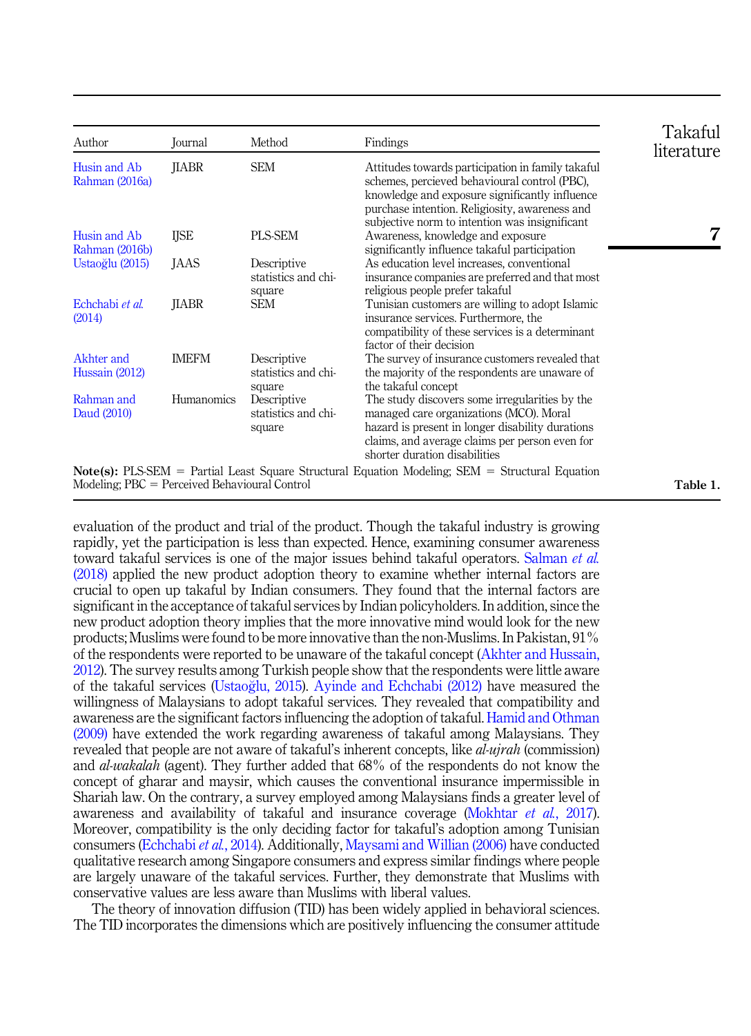| Author | Journal | Method | Findings |
|---|---|---|---|
| Husin and Ab Rahman (2016a) | JIABR | SEM | Attitudes towards participation in family takaful schemes, percieved behavioural control (PBC), knowledge and exposure significantly influence purchase intention. Religiosity, awareness and subjective norm to intention was insignificant |
| Husin and Ab Rahman (2016b) | IJSE | PLS-SEM | Awareness, knowledge and exposure significantly influence takaful participation |
| Ustaoğlu (2015) | JAAS | Descriptive statistics and chi-square | As education level increases, conventional insurance companies are preferred and that most religious people prefer takaful |
| Echchabi *et al.* (2014) | JIABR | SEM | Tunisian customers are willing to adopt Islamic insurance services. Furthermore, the compatibility of these services is a determinant factor of their decision |
| Akhter and Hussain (2012) | IMEFM | Descriptive statistics and chi-square | The survey of insurance customers revealed that the majority of the respondents are unaware of the takaful concept |
| Rahman and Daud (2010) | Humanomics | Descriptive statistics and chi-square | The study discovers some irregularities by the managed care organizations (MCO). Moral hazard is present in longer disability durations claims, and average claims per person even for shorter duration disabilities |

**Note(s):** PLS-SEM = Partial Least Square Structural Equation Modeling; SEM = Structural Equation Modeling; PBC = Perceived Behavioural Control

**Table 1.**

evaluation of the product and trial of the product. Though the takaful industry is growing rapidly, yet the participation is less than expected. Hence, examining consumer awareness toward takaful services is one of the major issues behind takaful operators. Salman *et al.* (2018) applied the new product adoption theory to examine whether internal factors are crucial to open up takaful by Indian consumers. They found that the internal factors are significant in the acceptance of takaful services by Indian policyholders. In addition, since the new product adoption theory implies that the more innovative mind would look for the new products; Muslims were found to be more innovative than the non-Muslims. In Pakistan, 91% of the respondents were reported to be unaware of the takaful concept (Akhter and Hussain, 2012). The survey results among Turkish people show that the respondents were little aware of the takaful services (Ustaoğlu, 2015). Ayinde and Echchabi (2012) have measured the willingness of Malaysians to adopt takaful services. They revealed that compatibility and awareness are the significant factors influencing the adoption of takaful. Hamid and Othman (2009) have extended the work regarding awareness of takaful among Malaysians. They revealed that people are not aware of takaful's inherent concepts, like *al-ujrah* (commission) and *al-wakalah* (agent). They further added that 68% of the respondents do not know the concept of gharar and maysir, which causes the conventional insurance impermissible in Shariah law. On the contrary, a survey employed among Malaysians finds a greater level of awareness and availability of takaful and insurance coverage (Mokhtar *et al.*, 2017). Moreover, compatibility is the only deciding factor for takaful's adoption among Tunisian consumers (Echchabi *et al.*, 2014). Additionally, Maysami and Willian (2006) have conducted qualitative research among Singapore consumers and express similar findings where people are largely unaware of the takaful services. Further, they demonstrate that Muslims with conservative values are less aware than Muslims with liberal values.

The theory of innovation diffusion (TID) has been widely applied in behavioral sciences. The TID incorporates the dimensions which are positively influencing the consumer attitude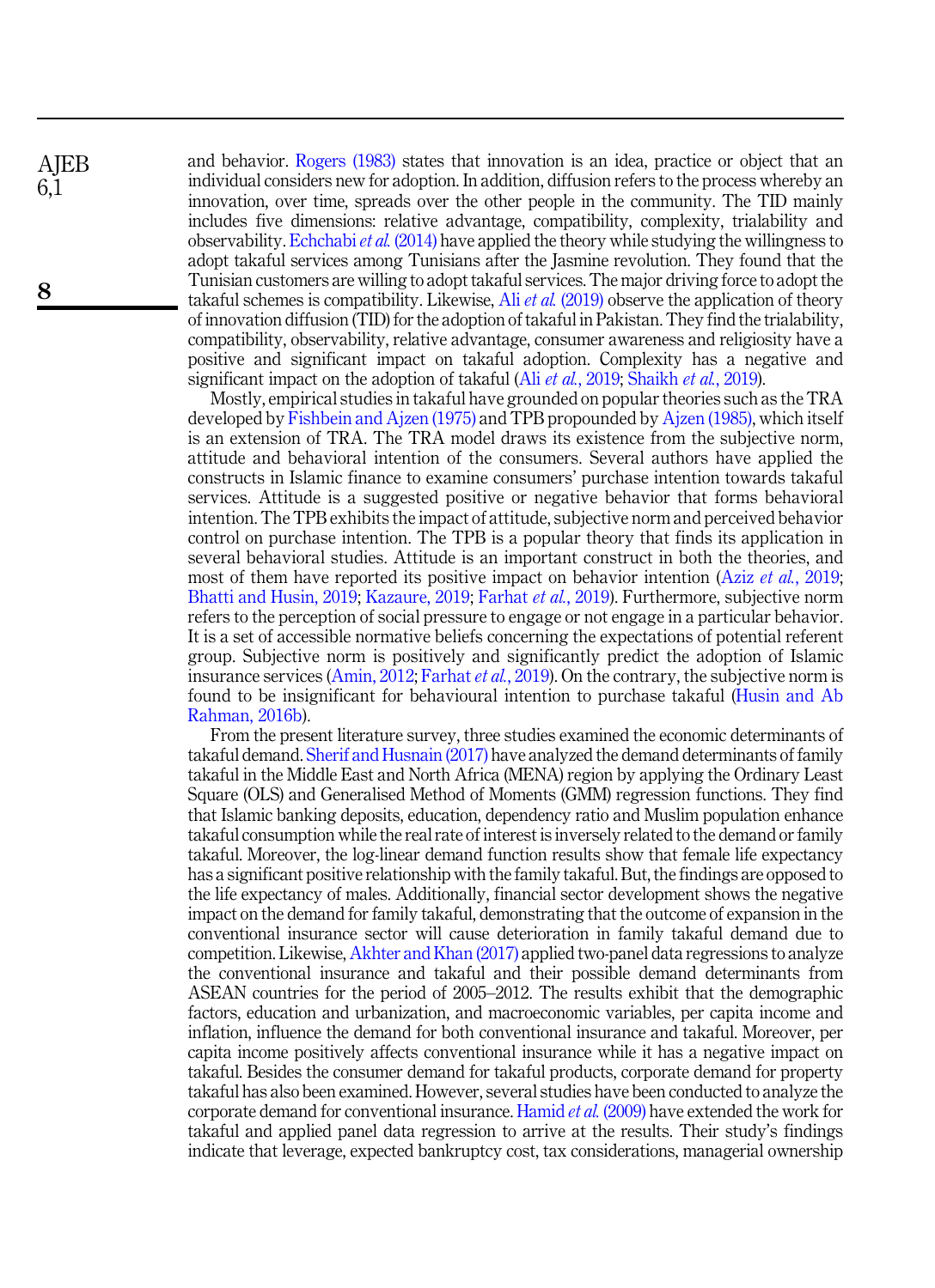and behavior. Rogers (1983) states that innovation is an idea, practice or object that an individual considers new for adoption. In addition, diffusion refers to the process whereby an innovation, over time, spreads over the other people in the community. The TID mainly includes five dimensions: relative advantage, compatibility, complexity, trialability and observability. Echchabi *et al.* (2014) have applied the theory while studying the willingness to adopt takaful services among Tunisians after the Jasmine revolution. They found that the Tunisian customers are willing to adopt takaful services. The major driving force to adopt the takaful schemes is compatibility. Likewise, Ali *et al.* (2019) observe the application of theory of innovation diffusion (TID) for the adoption of takaful in Pakistan. They find the trialability, compatibility, observability, relative advantage, consumer awareness and religiosity have a positive and significant impact on takaful adoption. Complexity has a negative and significant impact on the adoption of takaful (Ali *et al.*, 2019; Shaikh *et al.*, 2019).

Mostly, empirical studies in takaful have grounded on popular theories such as the TRA developed by Fishbein and Ajzen (1975) and TPB propounded by Ajzen (1985), which itself is an extension of TRA. The TRA model draws its existence from the subjective norm, attitude and behavioral intention of the consumers. Several authors have applied the constructs in Islamic finance to examine consumers' purchase intention towards takaful services. Attitude is a suggested positive or negative behavior that forms behavioral intention. The TPB exhibits the impact of attitude, subjective norm and perceived behavior control on purchase intention. The TPB is a popular theory that finds its application in several behavioral studies. Attitude is an important construct in both the theories, and most of them have reported its positive impact on behavior intention (Aziz *et al.*, 2019; Bhatti and Husin, 2019; Kazaure, 2019; Farhat *et al.*, 2019). Furthermore, subjective norm refers to the perception of social pressure to engage or not engage in a particular behavior. It is a set of accessible normative beliefs concerning the expectations of potential referent group. Subjective norm is positively and significantly predict the adoption of Islamic insurance services (Amin, 2012; Farhat *et al.*, 2019). On the contrary, the subjective norm is found to be insignificant for behavioural intention to purchase takaful (Husin and Ab Rahman, 2016b).

From the present literature survey, three studies examined the economic determinants of takaful demand. Sherif and Husnain (2017) have analyzed the demand determinants of family takaful in the Middle East and North Africa (MENA) region by applying the Ordinary Least Square (OLS) and Generalised Method of Moments (GMM) regression functions. They find that Islamic banking deposits, education, dependency ratio and Muslim population enhance takaful consumption while the real rate of interest is inversely related to the demand or family takaful. Moreover, the log-linear demand function results show that female life expectancy has a significant positive relationship with the family takaful. But, the findings are opposed to the life expectancy of males. Additionally, financial sector development shows the negative impact on the demand for family takaful, demonstrating that the outcome of expansion in the conventional insurance sector will cause deterioration in family takaful demand due to competition. Likewise, Akhter and Khan (2017) applied two-panel data regressions to analyze the conventional insurance and takaful and their possible demand determinants from ASEAN countries for the period of 2005–2012. The results exhibit that the demographic factors, education and urbanization, and macroeconomic variables, per capita income and inflation, influence the demand for both conventional insurance and takaful. Moreover, per capita income positively affects conventional insurance while it has a negative impact on takaful. Besides the consumer demand for takaful products, corporate demand for property takaful has also been examined. However, several studies have been conducted to analyze the corporate demand for conventional insurance. Hamid *et al.* (2009) have extended the work for takaful and applied panel data regression to arrive at the results. Their study's findings indicate that leverage, expected bankruptcy cost, tax considerations, managerial ownership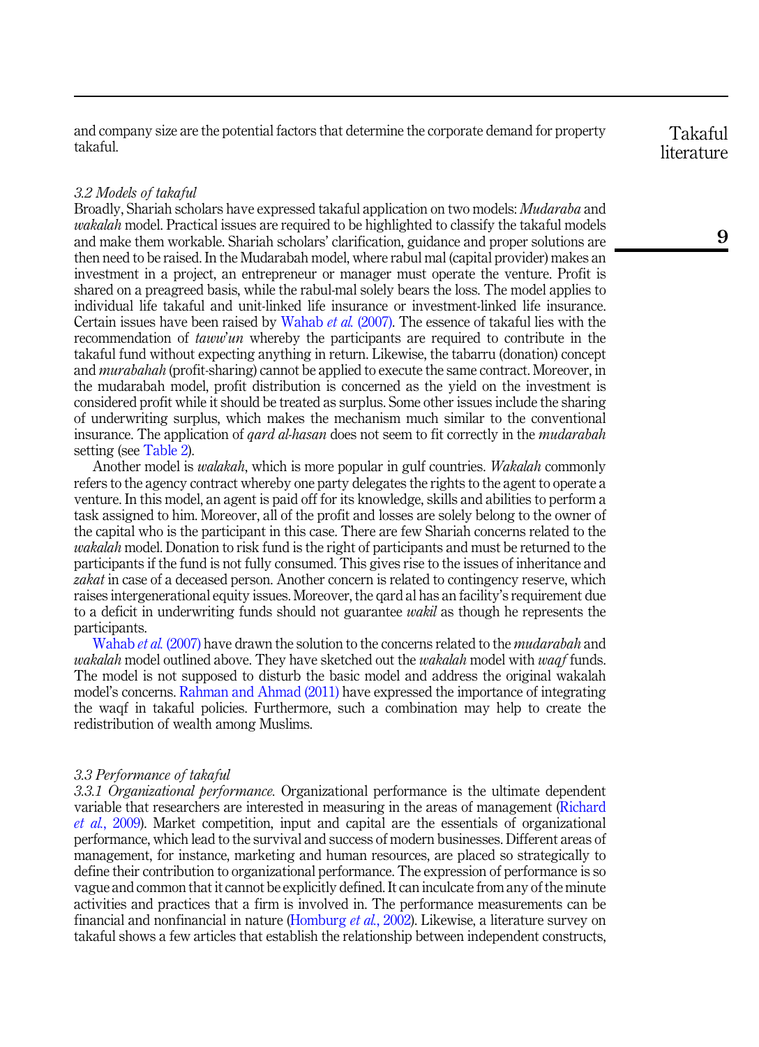and company size are the potential factors that determine the corporate demand for property takaful.

### 3.2 Models of takaful

Broadly, Shariah scholars have expressed takaful application on two models: *Mudaraba* and *wakalah* model. Practical issues are required to be highlighted to classify the takaful models and make them workable. Shariah scholars' clarification, guidance and proper solutions are then need to be raised. In the Mudarabah model, where rabul mal (capital provider) makes an investment in a project, an entrepreneur or manager must operate the venture. Profit is shared on a preagreed basis, while the rabul-mal solely bears the loss. The model applies to individual life takaful and unit-linked life insurance or investment-linked life insurance. Certain issues have been raised by Wahab *et al.* (2007). The essence of takaful lies with the recommendation of *taww'un* whereby the participants are required to contribute in the takaful fund without expecting anything in return. Likewise, the tabarru (donation) concept and *murabahah* (profit-sharing) cannot be applied to execute the same contract. Moreover, in the mudarabah model, profit distribution is concerned as the yield on the investment is considered profit while it should be treated as surplus. Some other issues include the sharing of underwriting surplus, which makes the mechanism much similar to the conventional insurance. The application of *qard al-hasan* does not seem to fit correctly in the *mudarabah* setting (see Table 2).

Another model is *walakah*, which is more popular in gulf countries. *Wakalah* commonly refers to the agency contract whereby one party delegates the rights to the agent to operate a venture. In this model, an agent is paid off for its knowledge, skills and abilities to perform a task assigned to him. Moreover, all of the profit and losses are solely belong to the owner of the capital who is the participant in this case. There are few Shariah concerns related to the *wakalah* model. Donation to risk fund is the right of participants and must be returned to the participants if the fund is not fully consumed. This gives rise to the issues of inheritance and *zakat* in case of a deceased person. Another concern is related to contingency reserve, which raises intergenerational equity issues. Moreover, the qard al has an facility's requirement due to a deficit in underwriting funds should not guarantee *wakil* as though he represents the participants.

Wahab *et al.* (2007) have drawn the solution to the concerns related to the *mudarabah* and *wakalah* model outlined above. They have sketched out the *wakalah* model with *waqf* funds. The model is not supposed to disturb the basic model and address the original wakalah model's concerns. Rahman and Ahmad (2011) have expressed the importance of integrating the waqf in takaful policies. Furthermore, such a combination may help to create the redistribution of wealth among Muslims.

### 3.3 Performance of takaful

*3.3.1 Organizational performance.* Organizational performance is the ultimate dependent variable that researchers are interested in measuring in the areas of management (Richard *et al.*, 2009). Market competition, input and capital are the essentials of organizational performance, which lead to the survival and success of modern businesses. Different areas of management, for instance, marketing and human resources, are placed so strategically to define their contribution to organizational performance. The expression of performance is so vague and common that it cannot be explicitly defined. It can inculcate from any of the minute activities and practices that a firm is involved in. The performance measurements can be financial and nonfinancial in nature (Homburg *et al.*, 2002). Likewise, a literature survey on takaful shows a few articles that establish the relationship between independent constructs,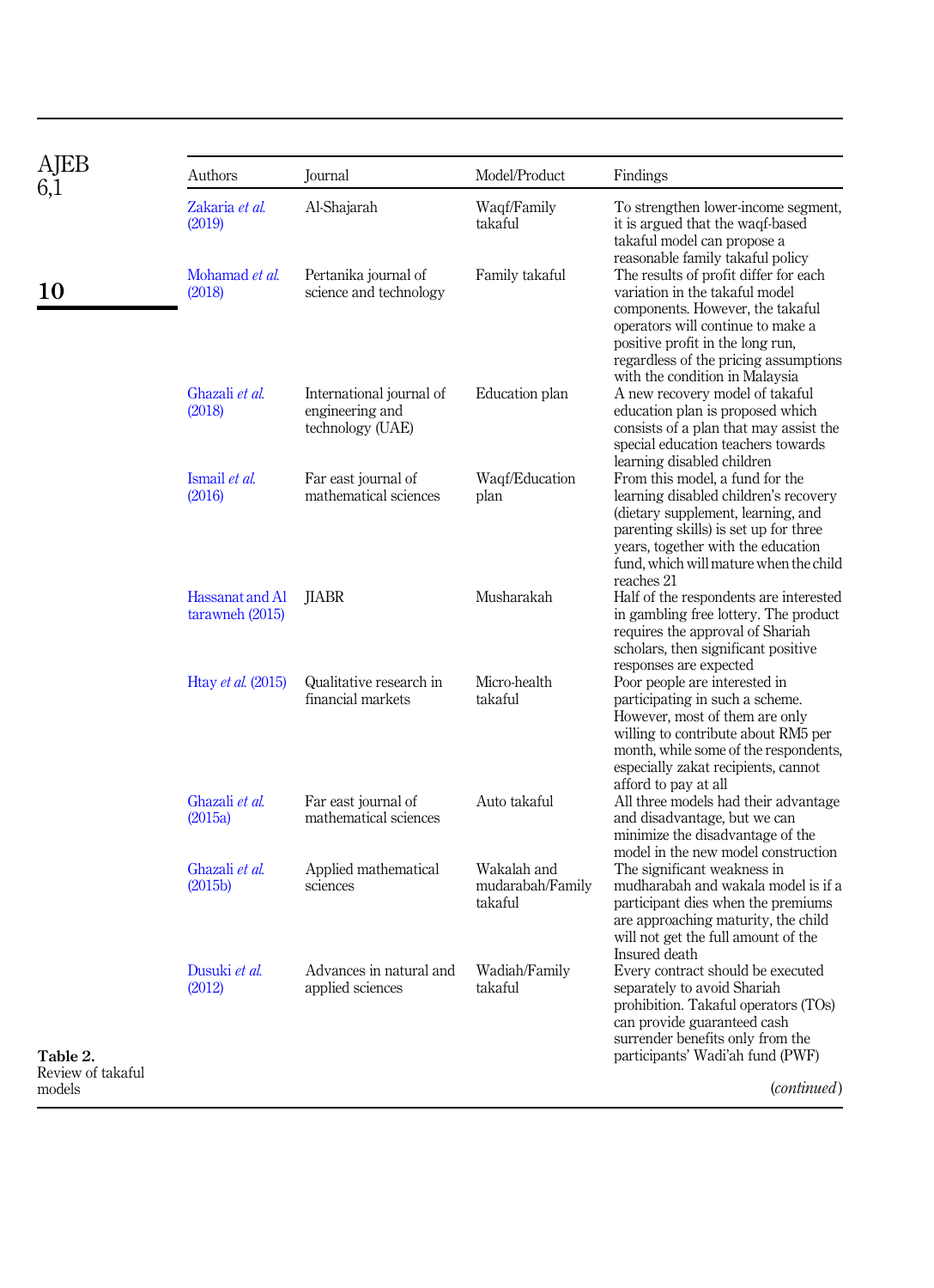| Authors | Journal | Model/Product | Findings |
|---|---|---|---|
| Zakaria *et al.* (2019) | Al-Shajarah | Waqf/Family takaful | To strengthen lower-income segment, it is argued that the waqf-based takaful model can propose a reasonable family takaful policy |
| Mohamad *et al.* (2018) | Pertanika journal of science and technology | Family takaful | The results of profit differ for each variation in the takaful model components. However, the takaful operators will continue to make a positive profit in the long run, regardless of the pricing assumptions with the condition in Malaysia |
| Ghazali *et al.* (2018) | International journal of engineering and technology (UAE) | Education plan | A new recovery model of takaful education plan is proposed which consists of a plan that may assist the special education teachers towards learning disabled children |
| Ismail *et al.* (2016) | Far east journal of mathematical sciences | Waqf/Education plan | From this model, a fund for the learning disabled children's recovery (dietary supplement, learning, and parenting skills) is set up for three years, together with the education fund, which will mature when the child reaches 21 |
| Hassanat and Al tarawneh (2015) | JIABR | Musharakah | Half of the respondents are interested in gambling free lottery. The product requires the approval of Shariah scholars, then significant positive responses are expected |
| Htay *et al.* (2015) | Qualitative research in financial markets | Micro-health takaful | Poor people are interested in participating in such a scheme. However, most of them are only willing to contribute about RM5 per month, while some of the respondents, especially zakat recipients, cannot afford to pay at all |
| Ghazali *et al.* (2015a) | Far east journal of mathematical sciences | Auto takaful | All three models had their advantage and disadvantage, but we can minimize the disadvantage of the model in the new model construction |
| Ghazali *et al.* (2015b) | Applied mathematical sciences | Wakalah and mudarabah/Family takaful | The significant weakness in mudharabah and wakala model is if a participant dies when the premiums are approaching maturity, the child will not get the full amount of the Insured death |
| Dusuki *et al.* (2012) | Advances in natural and applied sciences | Wadiah/Family takaful | Every contract should be executed separately to avoid Shariah prohibition. Takaful operators (TOs) can provide guaranteed cash surrender benefits only from the participants' Wadi'ah fund (PWF) |

(*continued*)

**Table 2.** Review of takaful models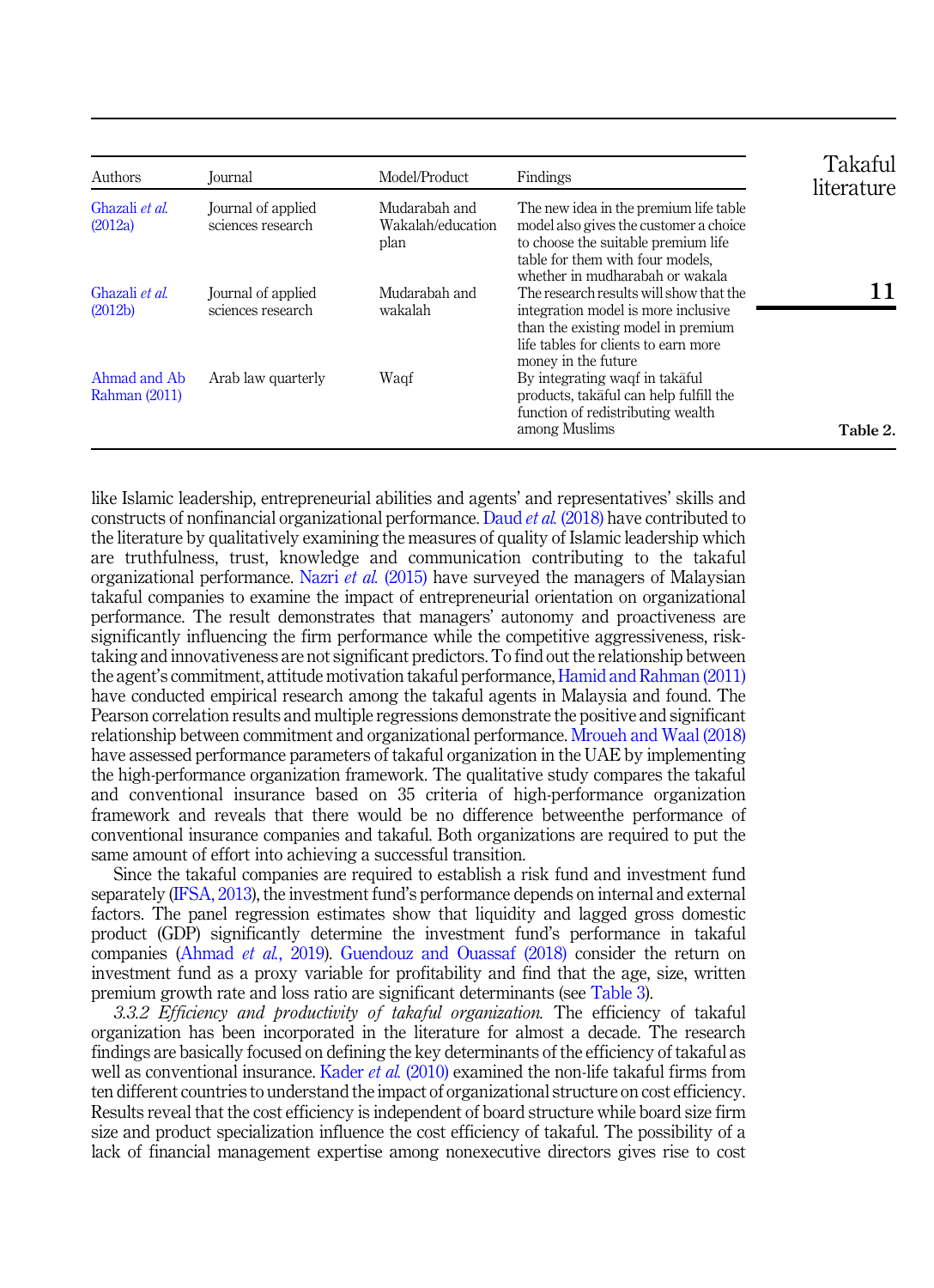| Authors | Journal | Model/Product | Findings |
|---|---|---|---|
| Ghazali *et al.* (2012a) | Journal of applied sciences research | Mudarabah and Wakalah/education plan | The new idea in the premium life table model also gives the customer a choice to choose the suitable premium life table for them with four models, whether in mudharabah or wakala |
| Ghazali *et al.* (2012b) | Journal of applied sciences research | Mudarabah and wakalah | The research results will show that the integration model is more inclusive than the existing model in premium life tables for clients to earn more money in the future |
| Ahmad and Ab Rahman (2011) | Arab law quarterly | Waqf | By integrating waqf in takāful products, takāful can help fulfill the function of redistributing wealth among Muslims |

Table 2.

like Islamic leadership, entrepreneurial abilities and agents' and representatives' skills and constructs of nonfinancial organizational performance. Daud *et al.* (2018) have contributed to the literature by qualitatively examining the measures of quality of Islamic leadership which are truthfulness, trust, knowledge and communication contributing to the takaful organizational performance. Nazri *et al.* (2015) have surveyed the managers of Malaysian takaful companies to examine the impact of entrepreneurial orientation on organizational performance. The result demonstrates that managers' autonomy and proactiveness are significantly influencing the firm performance while the competitive aggressiveness, risk-taking and innovativeness are not significant predictors. To find out the relationship between the agent's commitment, attitude motivation takaful performance, Hamid and Rahman (2011) have conducted empirical research among the takaful agents in Malaysia and found. The Pearson correlation results and multiple regressions demonstrate the positive and significant relationship between commitment and organizational performance. Mroueh and Waal (2018) have assessed performance parameters of takaful organization in the UAE by implementing the high-performance organization framework. The qualitative study compares the takaful and conventional insurance based on 35 criteria of high-performance organization framework and reveals that there would be no difference betweenthe performance of conventional insurance companies and takaful. Both organizations are required to put the same amount of effort into achieving a successful transition.

Since the takaful companies are required to establish a risk fund and investment fund separately (IFSA, 2013), the investment fund's performance depends on internal and external factors. The panel regression estimates show that liquidity and lagged gross domestic product (GDP) significantly determine the investment fund's performance in takaful companies (Ahmad *et al.*, 2019). Guendouz and Ouassaf (2018) consider the return on investment fund as a proxy variable for profitability and find that the age, size, written premium growth rate and loss ratio are significant determinants (see Table 3).

*3.3.2 Efficiency and productivity of takaful organization.* The efficiency of takaful organization has been incorporated in the literature for almost a decade. The research findings are basically focused on defining the key determinants of the efficiency of takaful as well as conventional insurance. Kader *et al.* (2010) examined the non-life takaful firms from ten different countries to understand the impact of organizational structure on cost efficiency. Results reveal that the cost efficiency is independent of board structure while board size firm size and product specialization influence the cost efficiency of takaful. The possibility of a lack of financial management expertise among nonexecutive directors gives rise to cost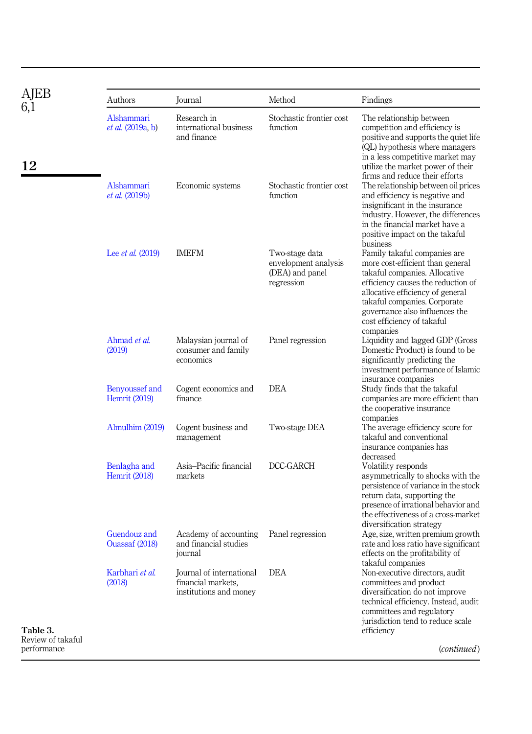| Authors | Journal | Method | Findings |
|---|---|---|---|
| Alshammari *et al.* (2019a, b) | Research in international business and finance | Stochastic frontier cost function | The relationship between competition and efficiency is positive and supports the quiet life (QL) hypothesis where managers in a less competitive market may utilize the market power of their firms and reduce their efforts |
| Alshammari *et al.* (2019b) | Economic systems | Stochastic frontier cost function | The relationship between oil prices and efficiency is negative and insignificant in the insurance industry. However, the differences in the financial market have a positive impact on the takaful business |
| Lee *et al.* (2019) | IMEFM | Two-stage data envelopment analysis (DEA) and panel regression | Family takaful companies are more cost-efficient than general takaful companies. Allocative efficiency causes the reduction of allocative efficiency of general takaful companies. Corporate governance also influences the cost efficiency of takaful companies |
| Ahmad *et al.* (2019) | Malaysian journal of consumer and family economics | Panel regression | Liquidity and lagged GDP (Gross Domestic Product) is found to be significantly predicting the investment performance of Islamic insurance companies |
| Benyoussef and Hemrit (2019) | Cogent economics and finance | DEA | Study finds that the takaful companies are more efficient than the cooperative insurance companies |
| Almulhim (2019) | Cogent business and management | Two-stage DEA | The average efficiency score for takaful and conventional insurance companies has decreased |
| Benlagha and Hemrit (2018) | Asia–Pacific financial markets | DCC-GARCH | Volatility responds asymmetrically to shocks with the persistence of variance in the stock return data, supporting the presence of irrational behavior and the effectiveness of a cross-market diversification strategy |
| Guendouz and Ouassaf (2018) | Academy of accounting and financial studies journal | Panel regression | Age, size, written premium growth rate and loss ratio have significant effects on the profitability of takaful companies |
| Karbhari *et al.* (2018) | Journal of international financial markets, institutions and money | DEA | Non-executive directors, audit committees and product diversification do not improve technical efficiency. Instead, audit committees and regulatory jurisdiction tend to reduce scale efficiency |

**Table 3.** Review of takaful performance

(*continued*)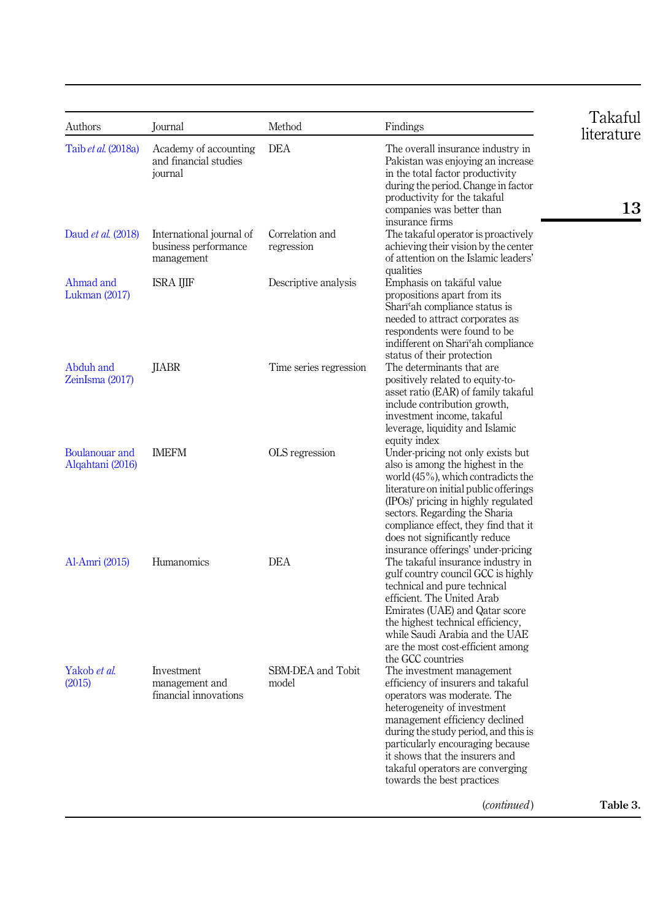| Authors | Journal | Method | Findings |
|---|---|---|---|
| Taib *et al.* (2018a) | Academy of accounting and financial studies journal | DEA | The overall insurance industry in Pakistan was enjoying an increase in the total factor productivity during the period. Change in factor productivity for the takaful companies was better than insurance firms |
| Daud *et al.* (2018) | International journal of business performance management | Correlation and regression | The takaful operator is proactively achieving their vision by the center of attention on the Islamic leaders' qualities |
| Ahmad and Lukman (2017) | ISRA IJIF | Descriptive analysis | Emphasis on takāful value propositions apart from its Sharīʿah compliance status is needed to attract corporates as respondents were found to be indifferent on Sharīʿah compliance status of their protection |
| Abduh and ZeinIsma (2017) | JIABR | Time series regression | The determinants that are positively related to equity-to-asset ratio (EAR) of family takaful include contribution growth, investment income, takaful leverage, liquidity and Islamic equity index |
| Boulanouar and Alqahtani (2016) | IMEFM | OLS regression | Under-pricing not only exists but also is among the highest in the world (45%), which contradicts the literature on initial public offerings (IPOs)' pricing in highly regulated sectors. Regarding the Sharia compliance effect, they find that it does not significantly reduce insurance offerings' under-pricing |
| Al-Amri (2015) | Humanomics | DEA | The takaful insurance industry in gulf country council GCC is highly technical and pure technical efficient. The United Arab Emirates (UAE) and Qatar score the highest technical efficiency, while Saudi Arabia and the UAE are the most cost-efficient among the GCC countries |
| Yakob *et al.* (2015) | Investment management and financial innovations | SBM-DEA and Tobit model | The investment management efficiency of insurers and takaful operators was moderate. The heterogeneity of investment management efficiency declined during the study period, and this is particularly encouraging because it shows that the insurers and takaful operators are converging towards the best practices |

(*continued*)

**Table 3.**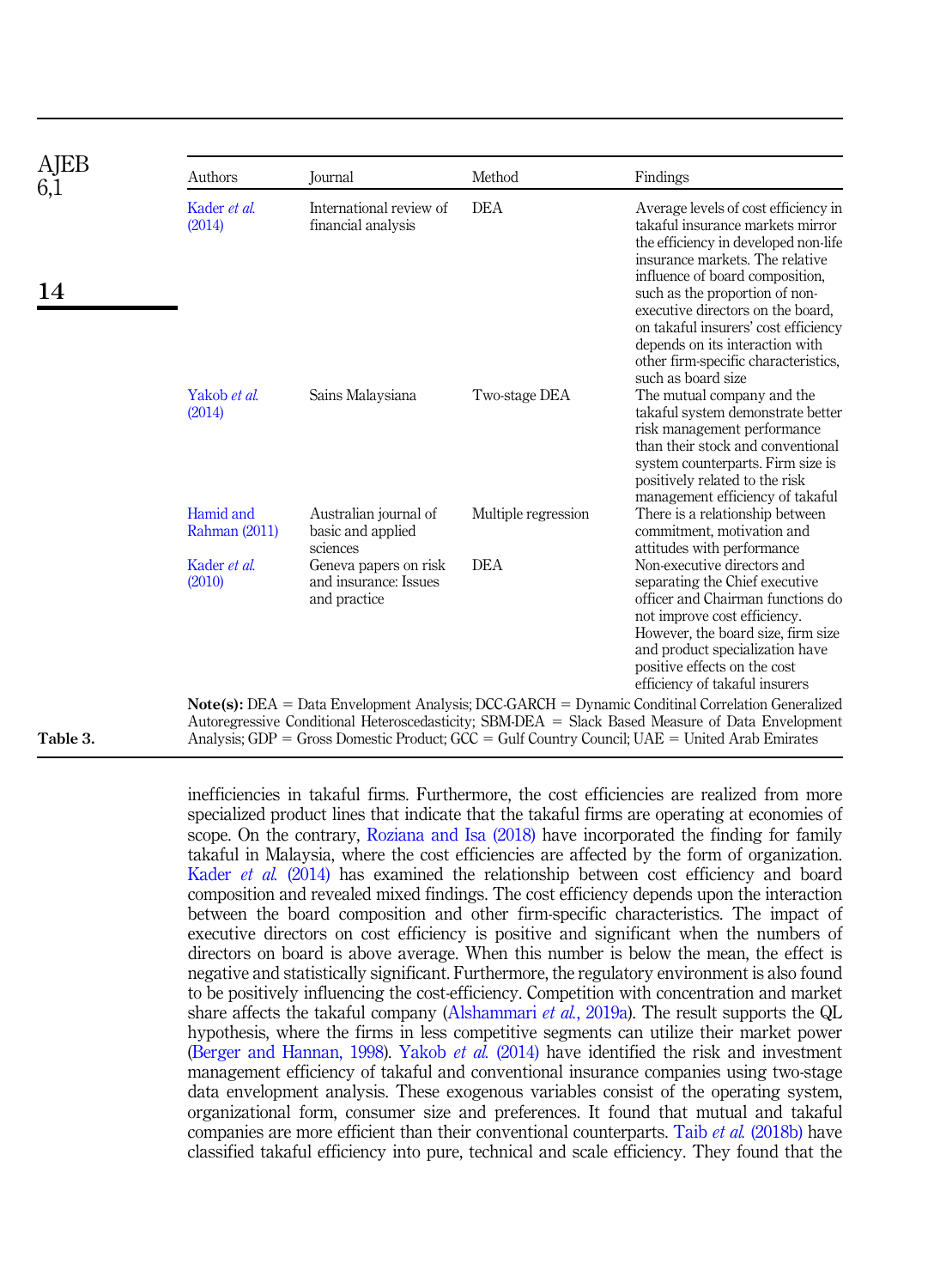| Authors | Journal | Method | Findings |
|---|---|---|---|
| Kader *et al.* (2014) | International review of financial analysis | DEA | Average levels of cost efficiency in takaful insurance markets mirror the efficiency in developed non-life insurance markets. The relative influence of board composition, such as the proportion of non-executive directors on the board, on takaful insurers' cost efficiency depends on its interaction with other firm-specific characteristics, such as board size |
| Yakob *et al.* (2014) | Sains Malaysiana | Two-stage DEA | The mutual company and the takaful system demonstrate better risk management performance than their stock and conventional system counterparts. Firm size is positively related to the risk management efficiency of takaful |
| Hamid and Rahman (2011) | Australian journal of basic and applied sciences | Multiple regression | There is a relationship between commitment, motivation and attitudes with performance |
| Kader *et al.* (2010) | Geneva papers on risk and insurance: Issues and practice | DEA | Non-executive directors and separating the Chief executive officer and Chairman functions do not improve cost efficiency. However, the board size, firm size and product specialization have positive effects on the cost efficiency of takaful insurers |

**Note(s):** DEA = Data Envelopment Analysis; DCC-GARCH = Dynamic Conditional Correlation Generalized Autoregressive Conditional Heteroscedasticity; SBM-DEA = Slack Based Measure of Data Envelopment Analysis; GDP = Gross Domestic Product; GCC = Gulf Country Council; UAE = United Arab Emirates

**Table 3.**

inefficiencies in takaful firms. Furthermore, the cost efficiencies are realized from more specialized product lines that indicate that the takaful firms are operating at economies of scope. On the contrary, Roziana and Isa (2018) have incorporated the finding for family takaful in Malaysia, where the cost efficiencies are affected by the form of organization. Kader *et al.* (2014) has examined the relationship between cost efficiency and board composition and revealed mixed findings. The cost efficiency depends upon the interaction between the board composition and other firm-specific characteristics. The impact of executive directors on cost efficiency is positive and significant when the numbers of directors on board is above average. When this number is below the mean, the effect is negative and statistically significant. Furthermore, the regulatory environment is also found to be positively influencing the cost-efficiency. Competition with concentration and market share affects the takaful company (Alshammari *et al.*, 2019a). The result supports the QL hypothesis, where the firms in less competitive segments can utilize their market power (Berger and Hannan, 1998). Yakob *et al.* (2014) have identified the risk and investment management efficiency of takaful and conventional insurance companies using two-stage data envelopment analysis. These exogenous variables consist of the operating system, organizational form, consumer size and preferences. It found that mutual and takaful companies are more efficient than their conventional counterparts. Taib *et al.* (2018b) have classified takaful efficiency into pure, technical and scale efficiency. They found that the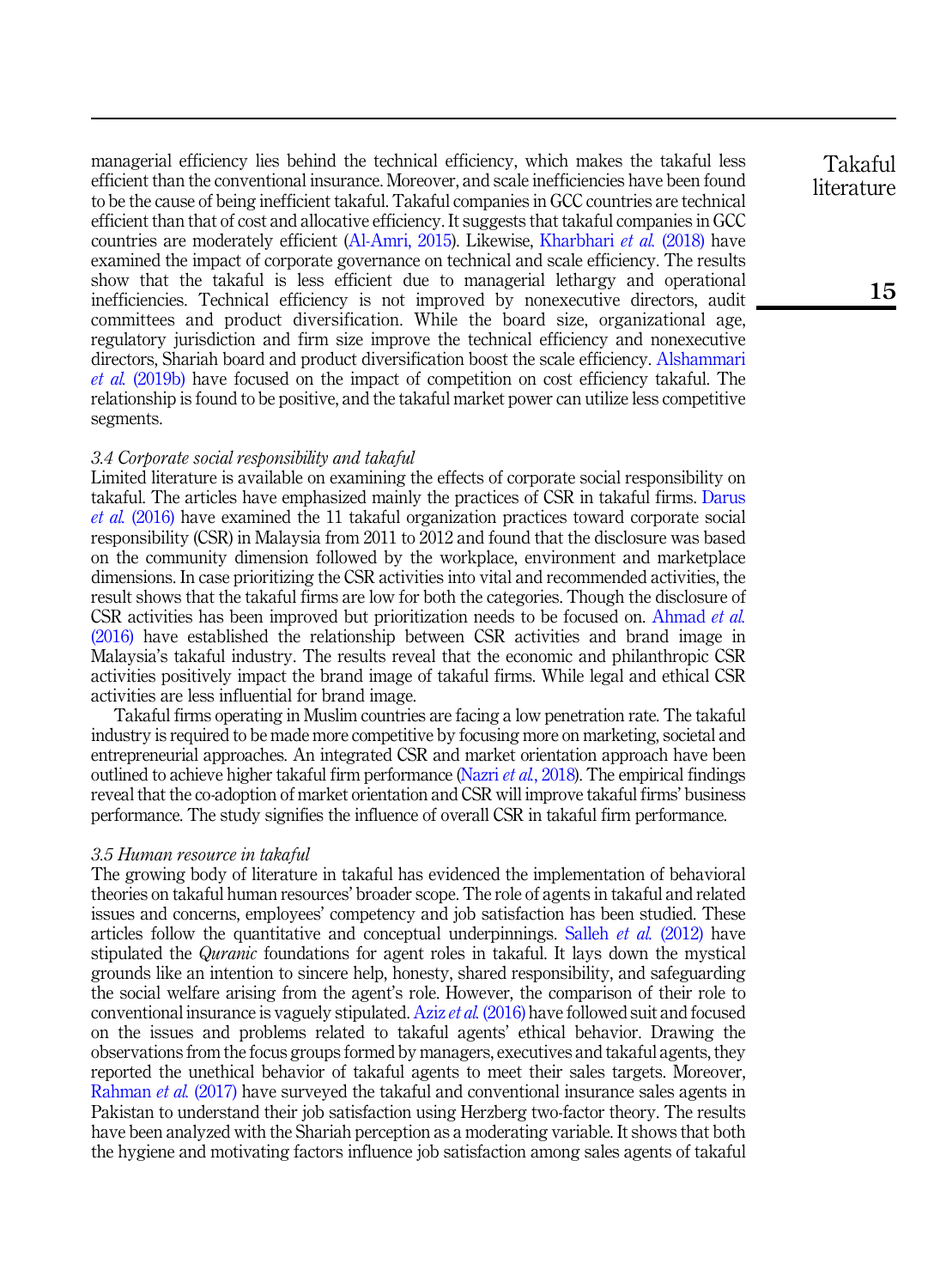managerial efficiency lies behind the technical efficiency, which makes the takaful less efficient than the conventional insurance. Moreover, and scale inefficiencies have been found to be the cause of being inefficient takaful. Takaful companies in GCC countries are technical efficient than that of cost and allocative efficiency. It suggests that takaful companies in GCC countries are moderately efficient (Al-Amri, 2015). Likewise, Kharbhari *et al.* (2018) have examined the impact of corporate governance on technical and scale efficiency. The results show that the takaful is less efficient due to managerial lethargy and operational inefficiencies. Technical efficiency is not improved by nonexecutive directors, audit committees and product diversification. While the board size, organizational age, regulatory jurisdiction and firm size improve the technical efficiency and nonexecutive directors, Shariah board and product diversification boost the scale efficiency. Alshammari *et al.* (2019b) have focused on the impact of competition on cost efficiency takaful. The relationship is found to be positive, and the takaful market power can utilize less competitive segments.

### *3.4 Corporate social responsibility and takaful*

Limited literature is available on examining the effects of corporate social responsibility on takaful. The articles have emphasized mainly the practices of CSR in takaful firms. Darus *et al.* (2016) have examined the 11 takaful organization practices toward corporate social responsibility (CSR) in Malaysia from 2011 to 2012 and found that the disclosure was based on the community dimension followed by the workplace, environment and marketplace dimensions. In case prioritizing the CSR activities into vital and recommended activities, the result shows that the takaful firms are low for both the categories. Though the disclosure of CSR activities has been improved but prioritization needs to be focused on. Ahmad *et al.* (2016) have established the relationship between CSR activities and brand image in Malaysia's takaful industry. The results reveal that the economic and philanthropic CSR activities positively impact the brand image of takaful firms. While legal and ethical CSR activities are less influential for brand image.

Takaful firms operating in Muslim countries are facing a low penetration rate. The takaful industry is required to be made more competitive by focusing more on marketing, societal and entrepreneurial approaches. An integrated CSR and market orientation approach have been outlined to achieve higher takaful firm performance (Nazri *et al.*, 2018). The empirical findings reveal that the co-adoption of market orientation and CSR will improve takaful firms' business performance. The study signifies the influence of overall CSR in takaful firm performance.

### *3.5 Human resource in takaful*

The growing body of literature in takaful has evidenced the implementation of behavioral theories on takaful human resources' broader scope. The role of agents in takaful and related issues and concerns, employees' competency and job satisfaction has been studied. These articles follow the quantitative and conceptual underpinnings. Salleh *et al.* (2012) have stipulated the *Quranic* foundations for agent roles in takaful. It lays down the mystical grounds like an intention to sincere help, honesty, shared responsibility, and safeguarding the social welfare arising from the agent's role. However, the comparison of their role to conventional insurance is vaguely stipulated. Aziz *et al.* (2016) have followed suit and focused on the issues and problems related to takaful agents' ethical behavior. Drawing the observations from the focus groups formed by managers, executives and takaful agents, they reported the unethical behavior of takaful agents to meet their sales targets. Moreover, Rahman *et al.* (2017) have surveyed the takaful and conventional insurance sales agents in Pakistan to understand their job satisfaction using Herzberg two-factor theory. The results have been analyzed with the Shariah perception as a moderating variable. It shows that both the hygiene and motivating factors influence job satisfaction among sales agents of takaful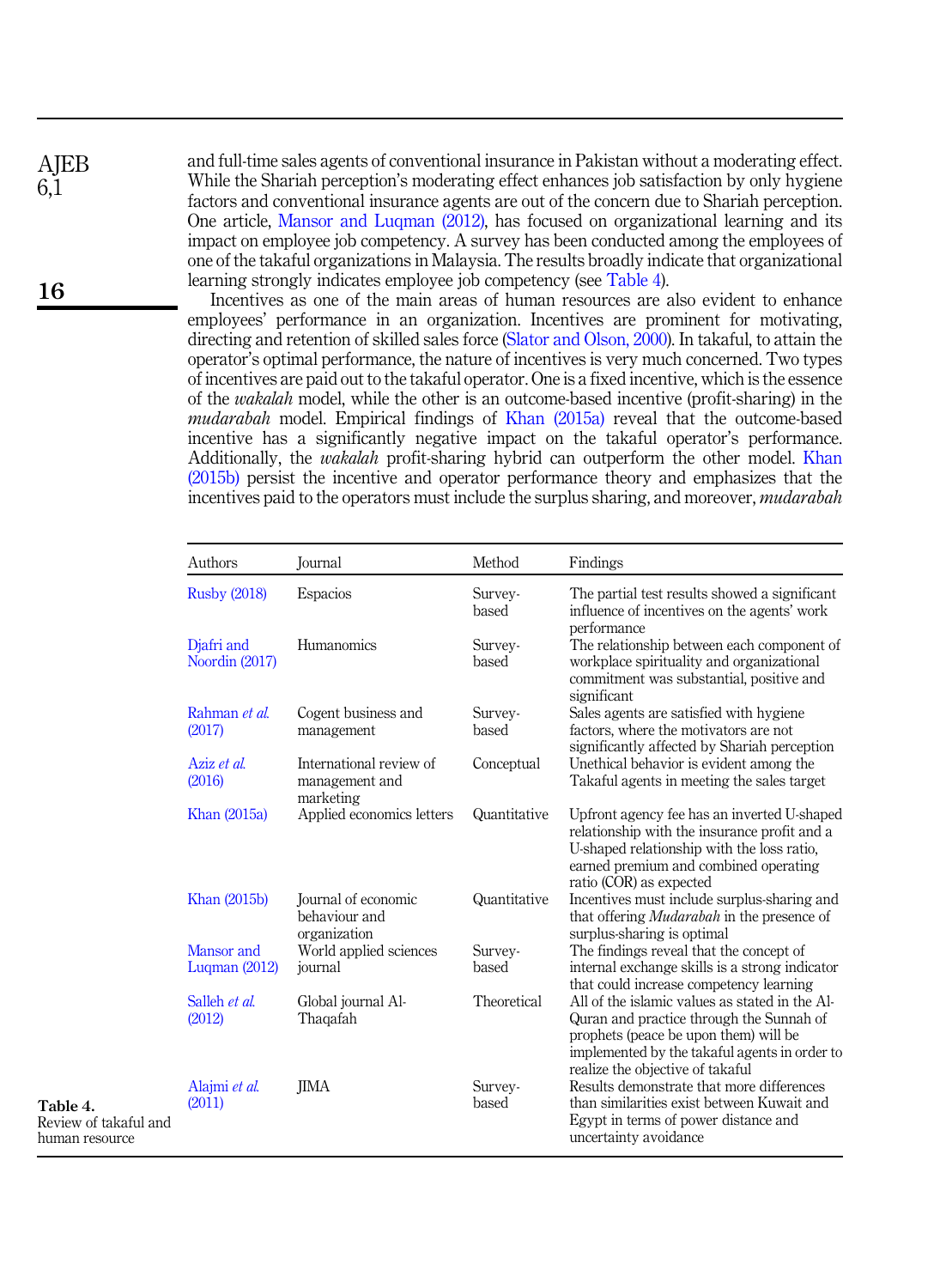and full-time sales agents of conventional insurance in Pakistan without a moderating effect. While the Shariah perception's moderating effect enhances job satisfaction by only hygiene factors and conventional insurance agents are out of the concern due to Shariah perception. One article, Mansor and Luqman (2012), has focused on organizational learning and its impact on employee job competency. A survey has been conducted among the employees of one of the takaful organizations in Malaysia. The results broadly indicate that organizational learning strongly indicates employee job competency (see Table 4).

Incentives as one of the main areas of human resources are also evident to enhance employees' performance in an organization. Incentives are prominent for motivating, directing and retention of skilled sales force (Slator and Olson, 2000). In takaful, to attain the operator's optimal performance, the nature of incentives is very much concerned. Two types of incentives are paid out to the takaful operator. One is a fixed incentive, which is the essence of the *wakalah* model, while the other is an outcome-based incentive (profit-sharing) in the *mudarabah* model. Empirical findings of Khan (2015a) reveal that the outcome-based incentive has a significantly negative impact on the takaful operator's performance. Additionally, the *wakalah* profit-sharing hybrid can outperform the other model. Khan (2015b) persist the incentive and operator performance theory and emphasizes that the incentives paid to the operators must include the surplus sharing, and moreover, *mudarabah*

| Authors | Journal | Method | Findings |
|---|---|---|---|
| Rusby (2018) | Espacios | Survey-based | The partial test results showed a significant influence of incentives on the agents' work performance |
| Djafri and Noordin (2017) | Humanomics | Survey-based | The relationship between each component of workplace spirituality and organizational commitment was substantial, positive and significant |
| Rahman *et al.* (2017) | Cogent business and management | Survey-based | Sales agents are satisfied with hygiene factors, where the motivators are not significantly affected by Shariah perception |
| Aziz *et al.* (2016) | International review of management and marketing | Conceptual | Unethical behavior is evident among the Takaful agents in meeting the sales target |
| Khan (2015a) | Applied economics letters | Quantitative | Upfront agency fee has an inverted U-shaped relationship with the insurance profit and a U-shaped relationship with the loss ratio, earned premium and combined operating ratio (COR) as expected |
| Khan (2015b) | Journal of economic behaviour and organization | Quantitative | Incentives must include surplus-sharing and that offering *Mudarabah* in the presence of surplus-sharing is optimal |
| Mansor and Luqman (2012) | World applied sciences journal | Survey-based | The findings reveal that the concept of internal exchange skills is a strong indicator that could increase competency learning |
| Salleh *et al.* (2012) | Global journal Al-Thaqafah | Theoretical | All of the islamic values as stated in the Al-Quran and practice through the Sunnah of prophets (peace be upon them) will be implemented by the takaful agents in order to realize the objective of takaful |
| Alajmi *et al.* (2011) | JIMA | Survey-based | Results demonstrate that more differences than similarities exist between Kuwait and Egypt in terms of power distance and uncertainty avoidance |

**Table 4.** Review of takaful and human resource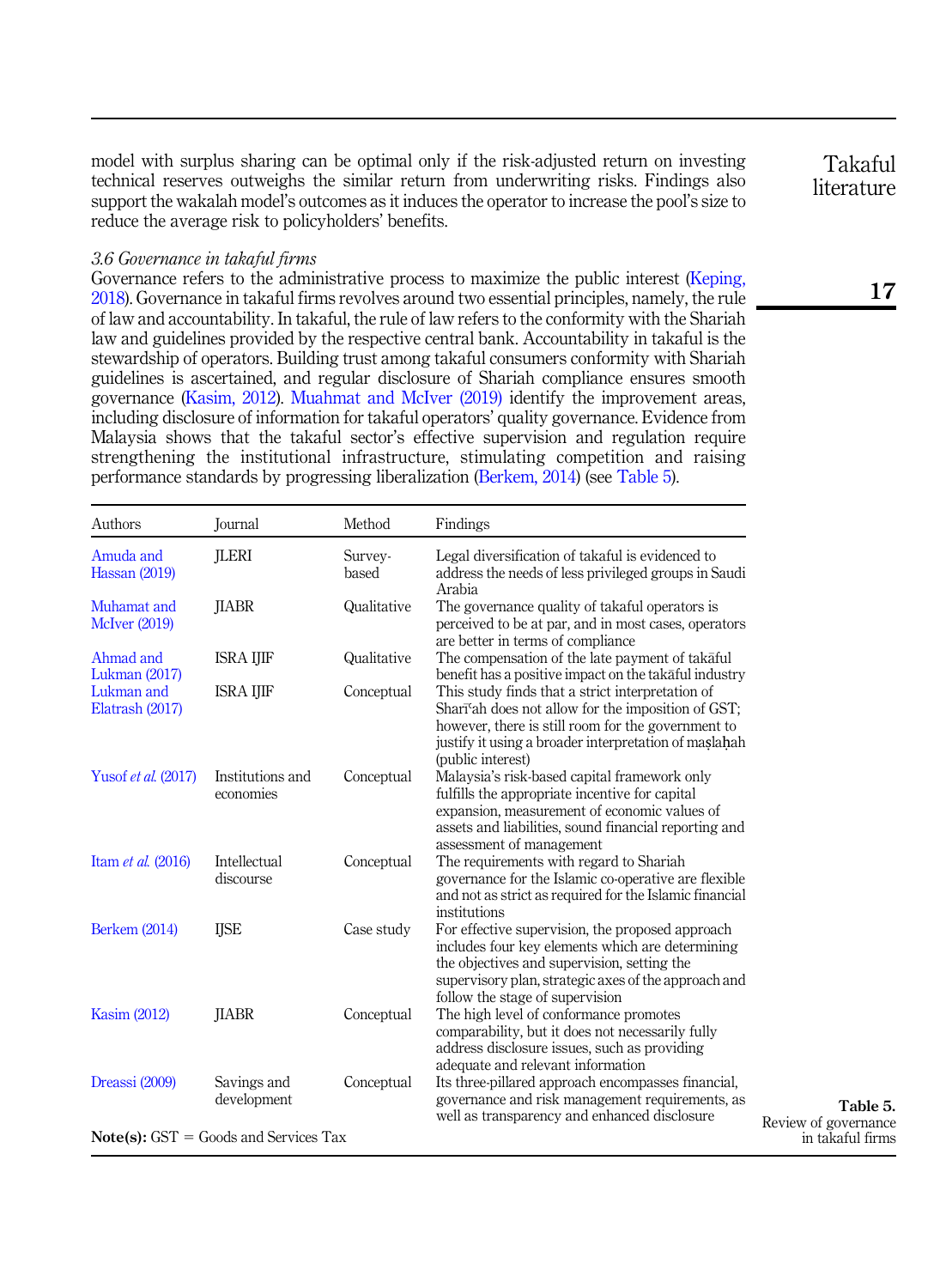model with surplus sharing can be optimal only if the risk-adjusted return on investing technical reserves outweighs the similar return from underwriting risks. Findings also support the wakalah model's outcomes as it induces the operator to increase the pool's size to reduce the average risk to policyholders' benefits.

### *3.6 Governance in takaful firms*

Governance refers to the administrative process to maximize the public interest (Keping, 2018). Governance in takaful firms revolves around two essential principles, namely, the rule of law and accountability. In takaful, the rule of law refers to the conformity with the Shariah law and guidelines provided by the respective central bank. Accountability in takaful is the stewardship of operators. Building trust among takaful consumers conformity with Shariah guidelines is ascertained, and regular disclosure of Shariah compliance ensures smooth governance (Kasim, 2012). Muahmat and McIver (2019) identify the improvement areas, including disclosure of information for takaful operators' quality governance. Evidence from Malaysia shows that the takaful sector's effective supervision and regulation require strengthening the institutional infrastructure, stimulating competition and raising performance standards by progressing liberalization (Berkem, 2014) (see Table 5).

| Authors | Journal | Method | Findings |
|---|---|---|---|
| Amuda and Hassan (2019) | JLERI | Survey-based | Legal diversification of takaful is evidenced to address the needs of less privileged groups in Saudi Arabia |
| Muhamat and McIver (2019) | JIABR | Qualitative | The governance quality of takaful operators is perceived to be at par, and in most cases, operators are better in terms of compliance |
| Ahmad and Lukman (2017) | ISRA IJIF | Qualitative | The compensation of the late payment of takāful benefit has a positive impact on the takāful industry |
| Lukman and Elatrash (2017) | ISRA IJIF | Conceptual | This study finds that a strict interpretation of Sharīʿah does not allow for the imposition of GST; however, there is still room for the government to justify it using a broader interpretation of maṣlaḥah (public interest) |
| Yusof *et al.* (2017) | Institutions and economies | Conceptual | Malaysia's risk-based capital framework only fulfills the appropriate incentive for capital expansion, measurement of economic values of assets and liabilities, sound financial reporting and assessment of management |
| Itam *et al.* (2016) | Intellectual discourse | Conceptual | The requirements with regard to Shariah governance for the Islamic co-operative are flexible and not as strict as required for the Islamic financial institutions |
| Berkem (2014) | IJSE | Case study | For effective supervision, the proposed approach includes four key elements which are determining the objectives and supervision, setting the supervisory plan, strategic axes of the approach and follow the stage of supervision |
| Kasim (2012) | JIABR | Conceptual | The high level of conformance promotes comparability, but it does not necessarily fully address disclosure issues, such as providing adequate and relevant information |
| Dreassi (2009) | Savings and development | Conceptual | Its three-pillared approach encompasses financial, governance and risk management requirements, as well as transparency and enhanced disclosure |

**Note(s):** GST = Goods and Services Tax

**Table 5.** Review of governance in takaful firms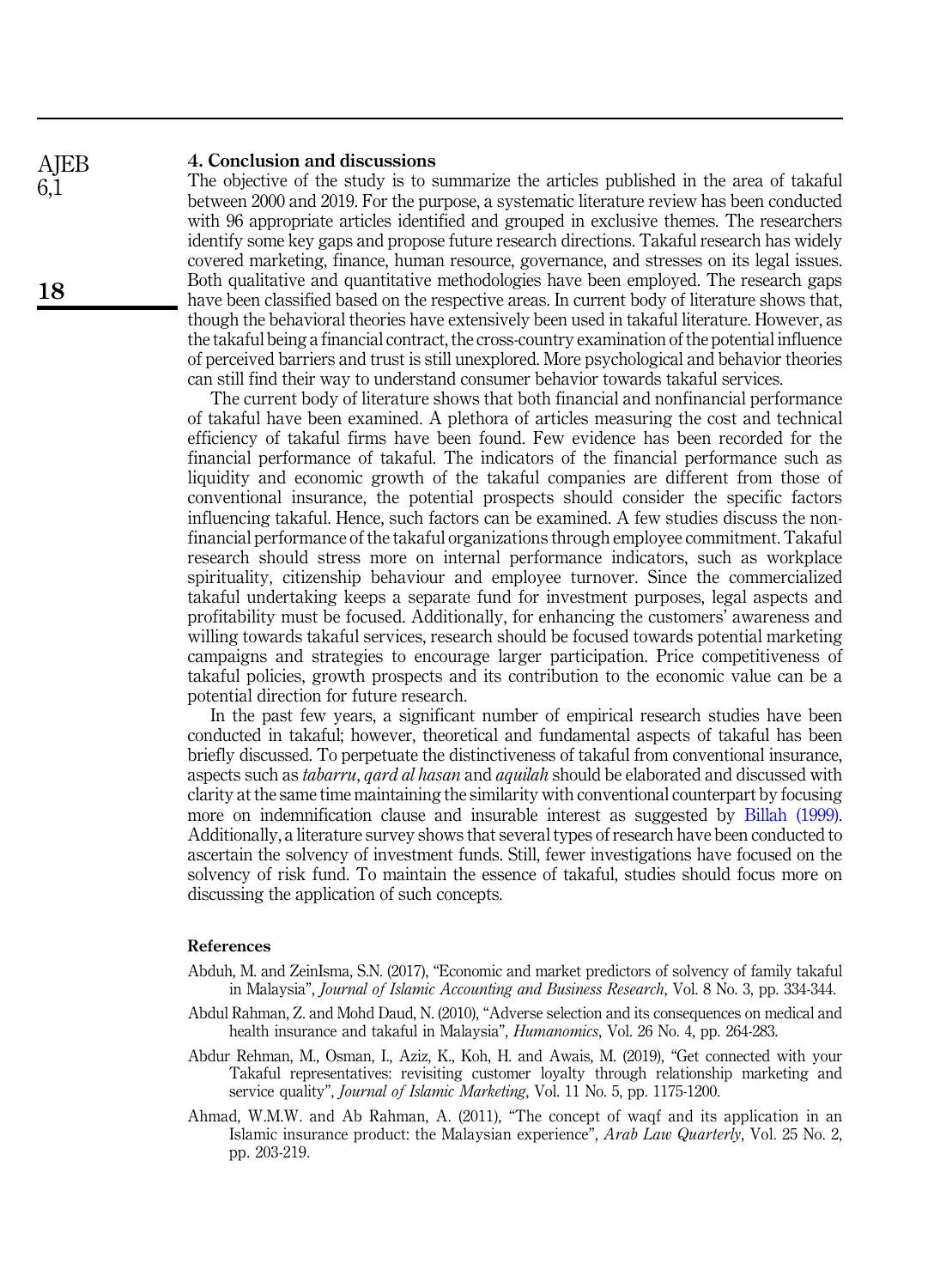## 4. Conclusion and discussions

The objective of the study is to summarize the articles published in the area of takaful between 2000 and 2019. For the purpose, a systematic literature review has been conducted with 96 appropriate articles identified and grouped in exclusive themes. The researchers identify some key gaps and propose future research directions. Takaful research has widely covered marketing, finance, human resource, governance, and stresses on its legal issues. Both qualitative and quantitative methodologies have been employed. The research gaps have been classified based on the respective areas. In current body of literature shows that, though the behavioral theories have extensively been used in takaful literature. However, as the takaful being a financial contract, the cross-country examination of the potential influence of perceived barriers and trust is still unexplored. More psychological and behavior theories can still find their way to understand consumer behavior towards takaful services.

The current body of literature shows that both financial and nonfinancial performance of takaful have been examined. A plethora of articles measuring the cost and technical efficiency of takaful firms have been found. Few evidence has been recorded for the financial performance of takaful. The indicators of the financial performance such as liquidity and economic growth of the takaful companies are different from those of conventional insurance, the potential prospects should consider the specific factors influencing takaful. Hence, such factors can be examined. A few studies discuss the non-financial performance of the takaful organizations through employee commitment. Takaful research should stress more on internal performance indicators, such as workplace spirituality, citizenship behaviour and employee turnover. Since the commercialized takaful undertaking keeps a separate fund for investment purposes, legal aspects and profitability must be focused. Additionally, for enhancing the customers' awareness and willing towards takaful services, research should be focused towards potential marketing campaigns and strategies to encourage larger participation. Price competitiveness of takaful policies, growth prospects and its contribution to the economic value can be a potential direction for future research.

In the past few years, a significant number of empirical research studies have been conducted in takaful; however, theoretical and fundamental aspects of takaful has been briefly discussed. To perpetuate the distinctiveness of takaful from conventional insurance, aspects such as *tabarru*, *qard al hasan* and *aquilah* should be elaborated and discussed with clarity at the same time maintaining the similarity with conventional counterpart by focusing more on indemnification clause and insurable interest as suggested by Billah (1999). Additionally, a literature survey shows that several types of research have been conducted to ascertain the solvency of investment funds. Still, fewer investigations have focused on the solvency of risk fund. To maintain the essence of takaful, studies should focus more on discussing the application of such concepts.

## References

Abduh, M. and ZeinIsma, S.N. (2017), "Economic and market predictors of solvency of family takaful in Malaysia", *Journal of Islamic Accounting and Business Research*, Vol. 8 No. 3, pp. 334-344.

Abdul Rahman, Z. and Mohd Daud, N. (2010), "Adverse selection and its consequences on medical and health insurance and takaful in Malaysia", *Humanomics*, Vol. 26 No. 4, pp. 264-283.

Abdur Rehman, M., Osman, I., Aziz, K., Koh, H. and Awais, M. (2019), "Get connected with your Takaful representatives: revisiting customer loyalty through relationship marketing and service quality", *Journal of Islamic Marketing*, Vol. 11 No. 5, pp. 1175-1200.

Ahmad, W.M.W. and Ab Rahman, A. (2011), "The concept of waqf and its application in an Islamic insurance product: the Malaysian experience", *Arab Law Quarterly*, Vol. 25 No. 2, pp. 203-219.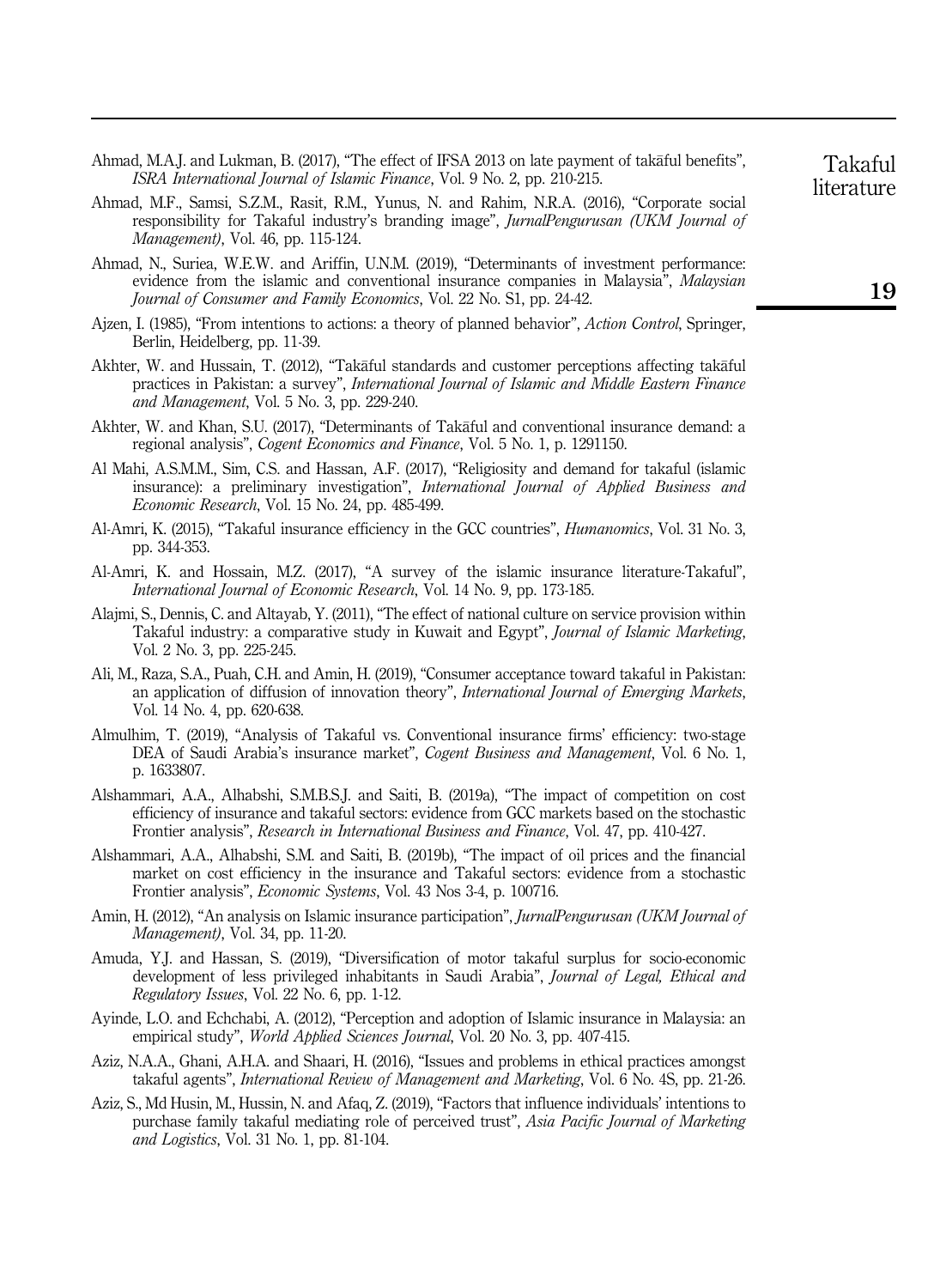Ahmad, M.A.J. and Lukman, B. (2017), "The effect of IFSA 2013 on late payment of takāful benefits", *ISRA International Journal of Islamic Finance*, Vol. 9 No. 2, pp. 210-215.

Ahmad, M.F., Samsi, S.Z.M., Rasit, R.M., Yunus, N. and Rahim, N.R.A. (2016), "Corporate social responsibility for Takaful industry's branding image", *JurnalPengurusan (UKM Journal of Management)*, Vol. 46, pp. 115-124.

Ahmad, N., Suriea, W.E.W. and Ariffin, U.N.M. (2019), "Determinants of investment performance: evidence from the islamic and conventional insurance companies in Malaysia", *Malaysian Journal of Consumer and Family Economics*, Vol. 22 No. S1, pp. 24-42.

Ajzen, I. (1985), "From intentions to actions: a theory of planned behavior", *Action Control*, Springer, Berlin, Heidelberg, pp. 11-39.

Akhter, W. and Hussain, T. (2012), "Takāful standards and customer perceptions affecting takāful practices in Pakistan: a survey", *International Journal of Islamic and Middle Eastern Finance and Management*, Vol. 5 No. 3, pp. 229-240.

Akhter, W. and Khan, S.U. (2017), "Determinants of Takāful and conventional insurance demand: a regional analysis", *Cogent Economics and Finance*, Vol. 5 No. 1, p. 1291150.

Al Mahi, A.S.M.M., Sim, C.S. and Hassan, A.F. (2017), "Religiosity and demand for takaful (islamic insurance): a preliminary investigation", *International Journal of Applied Business and Economic Research*, Vol. 15 No. 24, pp. 485-499.

Al-Amri, K. (2015), "Takaful insurance efficiency in the GCC countries", *Humanomics*, Vol. 31 No. 3, pp. 344-353.

Al-Amri, K. and Hossain, M.Z. (2017), "A survey of the islamic insurance literature-Takaful", *International Journal of Economic Research*, Vol. 14 No. 9, pp. 173-185.

Alajmi, S., Dennis, C. and Altayab, Y. (2011), "The effect of national culture on service provision within Takaful industry: a comparative study in Kuwait and Egypt", *Journal of Islamic Marketing*, Vol. 2 No. 3, pp. 225-245.

Ali, M., Raza, S.A., Puah, C.H. and Amin, H. (2019), "Consumer acceptance toward takaful in Pakistan: an application of diffusion of innovation theory", *International Journal of Emerging Markets*, Vol. 14 No. 4, pp. 620-638.

Almulhim, T. (2019), "Analysis of Takaful vs. Conventional insurance firms' efficiency: two-stage DEA of Saudi Arabia's insurance market", *Cogent Business and Management*, Vol. 6 No. 1, p. 1633807.

Alshammari, A.A., Alhabshi, S.M.B.S.J. and Saiti, B. (2019a), "The impact of competition on cost efficiency of insurance and takaful sectors: evidence from GCC markets based on the stochastic Frontier analysis", *Research in International Business and Finance*, Vol. 47, pp. 410-427.

Alshammari, A.A., Alhabshi, S.M. and Saiti, B. (2019b), "The impact of oil prices and the financial market on cost efficiency in the insurance and Takaful sectors: evidence from a stochastic Frontier analysis", *Economic Systems*, Vol. 43 Nos 3-4, p. 100716.

Amin, H. (2012), "An analysis on Islamic insurance participation", *JurnalPengurusan (UKM Journal of Management)*, Vol. 34, pp. 11-20.

Amuda, Y.J. and Hassan, S. (2019), "Diversification of motor takaful surplus for socio-economic development of less privileged inhabitants in Saudi Arabia", *Journal of Legal, Ethical and Regulatory Issues*, Vol. 22 No. 6, pp. 1-12.

Ayinde, L.O. and Echchabi, A. (2012), "Perception and adoption of Islamic insurance in Malaysia: an empirical study", *World Applied Sciences Journal*, Vol. 20 No. 3, pp. 407-415.

Aziz, N.A.A., Ghani, A.H.A. and Shaari, H. (2016), "Issues and problems in ethical practices amongst takaful agents", *International Review of Management and Marketing*, Vol. 6 No. 4S, pp. 21-26.

Aziz, S., Md Husin, M., Hussin, N. and Afaq, Z. (2019), "Factors that influence individuals' intentions to purchase family takaful mediating role of perceived trust", *Asia Pacific Journal of Marketing and Logistics*, Vol. 31 No. 1, pp. 81-104.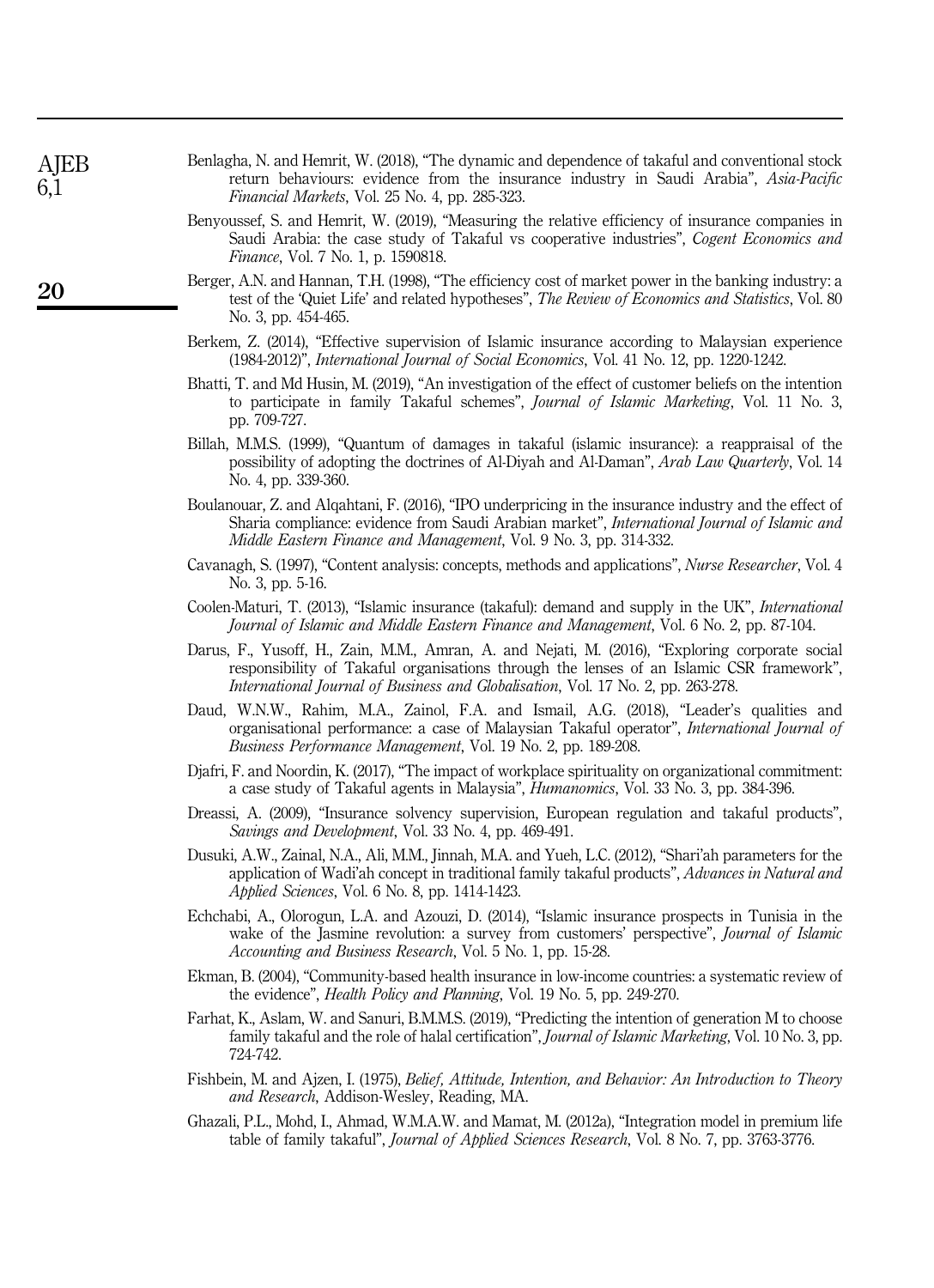Benlagha, N. and Hemrit, W. (2018), "The dynamic and dependence of takaful and conventional stock return behaviours: evidence from the insurance industry in Saudi Arabia", *Asia-Pacific Financial Markets*, Vol. 25 No. 4, pp. 285-323.

Benyoussef, S. and Hemrit, W. (2019), "Measuring the relative efficiency of insurance companies in Saudi Arabia: the case study of Takaful vs cooperative industries", *Cogent Economics and Finance*, Vol. 7 No. 1, p. 1590818.

Berger, A.N. and Hannan, T.H. (1998), "The efficiency cost of market power in the banking industry: a test of the 'Quiet Life' and related hypotheses", *The Review of Economics and Statistics*, Vol. 80 No. 3, pp. 454-465.

Berkem, Z. (2014), "Effective supervision of Islamic insurance according to Malaysian experience (1984-2012)", *International Journal of Social Economics*, Vol. 41 No. 12, pp. 1220-1242.

Bhatti, T. and Md Husin, M. (2019), "An investigation of the effect of customer beliefs on the intention to participate in family Takaful schemes", *Journal of Islamic Marketing*, Vol. 11 No. 3, pp. 709-727.

Billah, M.M.S. (1999), "Quantum of damages in takaful (islamic insurance): a reappraisal of the possibility of adopting the doctrines of Al-Diyah and Al-Daman", *Arab Law Quarterly*, Vol. 14 No. 4, pp. 339-360.

Boulanouar, Z. and Alqahtani, F. (2016), "IPO underpricing in the insurance industry and the effect of Sharia compliance: evidence from Saudi Arabian market", *International Journal of Islamic and Middle Eastern Finance and Management*, Vol. 9 No. 3, pp. 314-332.

Cavanagh, S. (1997), "Content analysis: concepts, methods and applications", *Nurse Researcher*, Vol. 4 No. 3, pp. 5-16.

Coolen-Maturi, T. (2013), "Islamic insurance (takaful): demand and supply in the UK", *International Journal of Islamic and Middle Eastern Finance and Management*, Vol. 6 No. 2, pp. 87-104.

Darus, F., Yusoff, H., Zain, M.M., Amran, A. and Nejati, M. (2016), "Exploring corporate social responsibility of Takaful organisations through the lenses of an Islamic CSR framework", *International Journal of Business and Globalisation*, Vol. 17 No. 2, pp. 263-278.

Daud, W.N.W., Rahim, M.A., Zainol, F.A. and Ismail, A.G. (2018), "Leader's qualities and organisational performance: a case of Malaysian Takaful operator", *International Journal of Business Performance Management*, Vol. 19 No. 2, pp. 189-208.

Djafri, F. and Noordin, K. (2017), "The impact of workplace spirituality on organizational commitment: a case study of Takaful agents in Malaysia", *Humanomics*, Vol. 33 No. 3, pp. 384-396.

Dreassi, A. (2009), "Insurance solvency supervision, European regulation and takaful products", *Savings and Development*, Vol. 33 No. 4, pp. 469-491.

Dusuki, A.W., Zainal, N.A., Ali, M.M., Jinnah, M.A. and Yueh, L.C. (2012), "Shari'ah parameters for the application of Wadi'ah concept in traditional family takaful products", *Advances in Natural and Applied Sciences*, Vol. 6 No. 8, pp. 1414-1423.

Echchabi, A., Olorogun, L.A. and Azouzi, D. (2014), "Islamic insurance prospects in Tunisia in the wake of the Jasmine revolution: a survey from customers' perspective", *Journal of Islamic Accounting and Business Research*, Vol. 5 No. 1, pp. 15-28.

Ekman, B. (2004), "Community-based health insurance in low-income countries: a systematic review of the evidence", *Health Policy and Planning*, Vol. 19 No. 5, pp. 249-270.

Farhat, K., Aslam, W. and Sanuri, B.M.M.S. (2019), "Predicting the intention of generation M to choose family takaful and the role of halal certification", *Journal of Islamic Marketing*, Vol. 10 No. 3, pp. 724-742.

Fishbein, M. and Ajzen, I. (1975), *Belief, Attitude, Intention, and Behavior: An Introduction to Theory and Research*, Addison-Wesley, Reading, MA.

Ghazali, P.L., Mohd, I., Ahmad, W.M.A.W. and Mamat, M. (2012a), "Integration model in premium life table of family takaful", *Journal of Applied Sciences Research*, Vol. 8 No. 7, pp. 3763-3776.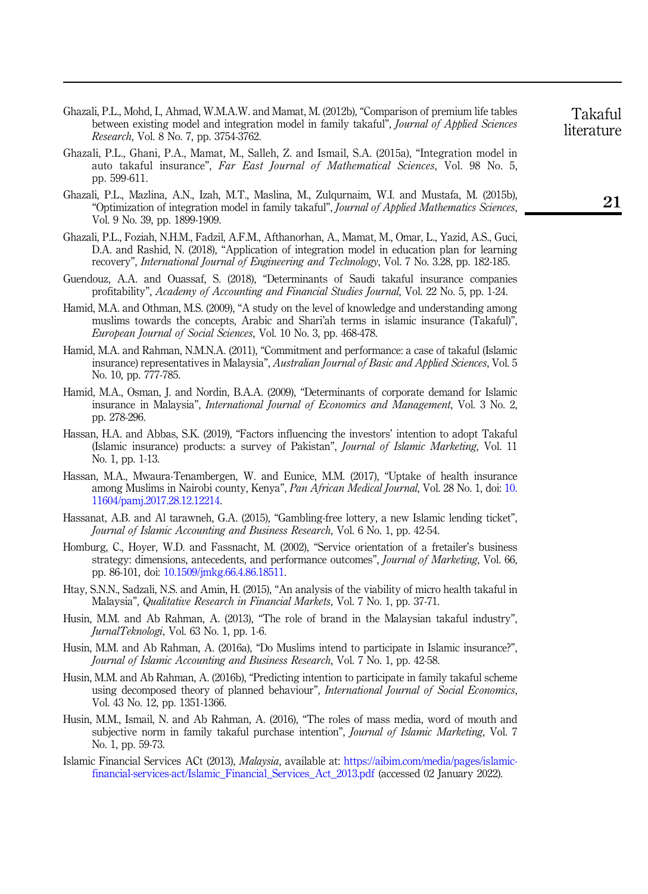Ghazali, P.L., Mohd, I., Ahmad, W.M.A.W. and Mamat, M. (2012b), "Comparison of premium life tables between existing model and integration model in family takaful", *Journal of Applied Sciences Research*, Vol. 8 No. 7, pp. 3754-3762.

Ghazali, P.L., Ghani, P.A., Mamat, M., Salleh, Z. and Ismail, S.A. (2015a), "Integration model in auto takaful insurance", *Far East Journal of Mathematical Sciences*, Vol. 98 No. 5, pp. 599-611.

Ghazali, P.L., Mazlina, A.N., Izah, M.T., Maslina, M., Zulqurnaim, W.I. and Mustafa, M. (2015b), "Optimization of integration model in family takaful", *Journal of Applied Mathematics Sciences*, Vol. 9 No. 39, pp. 1899-1909.

Ghazali, P.L., Foziah, N.H.M., Fadzil, A.F.M., Afthanorhan, A., Mamat, M., Omar, L., Yazid, A.S., Guci, D.A. and Rashid, N. (2018), "Application of integration model in education plan for learning recovery", *International Journal of Engineering and Technology*, Vol. 7 No. 3.28, pp. 182-185.

Guendouz, A.A. and Ouassaf, S. (2018), "Determinants of Saudi takaful insurance companies profitability", *Academy of Accounting and Financial Studies Journal*, Vol. 22 No. 5, pp. 1-24.

Hamid, M.A. and Othman, M.S. (2009), "A study on the level of knowledge and understanding among muslims towards the concepts, Arabic and Shari'ah terms in islamic insurance (Takaful)", *European Journal of Social Sciences*, Vol. 10 No. 3, pp. 468-478.

Hamid, M.A. and Rahman, N.M.N.A. (2011), "Commitment and performance: a case of takaful (Islamic insurance) representatives in Malaysia", *Australian Journal of Basic and Applied Sciences*, Vol. 5 No. 10, pp. 777-785.

Hamid, M.A., Osman, J. and Nordin, B.A.A. (2009), "Determinants of corporate demand for Islamic insurance in Malaysia", *International Journal of Economics and Management*, Vol. 3 No. 2, pp. 278-296.

Hassan, H.A. and Abbas, S.K. (2019), "Factors influencing the investors' intention to adopt Takaful (Islamic insurance) products: a survey of Pakistan", *Journal of Islamic Marketing*, Vol. 11 No. 1, pp. 1-13.

Hassan, M.A., Mwaura-Tenambergen, W. and Eunice, M.M. (2017), "Uptake of health insurance among Muslims in Nairobi county, Kenya", *Pan African Medical Journal*, Vol. 28 No. 1, doi: 10.11604/pamj.2017.28.12.12214.

Hassanat, A.B. and Al tarawneh, G.A. (2015), "Gambling-free lottery, a new Islamic lending ticket", *Journal of Islamic Accounting and Business Research*, Vol. 6 No. 1, pp. 42-54.

Homburg, C., Hoyer, W.D. and Fassnacht, M. (2002), "Service orientation of a fretailer's business strategy: dimensions, antecedents, and performance outcomes", *Journal of Marketing*, Vol. 66, pp. 86-101, doi: 10.1509/jmkg.66.4.86.18511.

Htay, S.N.N., Sadzali, N.S. and Amin, H. (2015), "An analysis of the viability of micro health takaful in Malaysia", *Qualitative Research in Financial Markets*, Vol. 7 No. 1, pp. 37-71.

Husin, M.M. and Ab Rahman, A. (2013), "The role of brand in the Malaysian takaful industry", *JurnalTeknologi*, Vol. 63 No. 1, pp. 1-6.

Husin, M.M. and Ab Rahman, A. (2016a), "Do Muslims intend to participate in Islamic insurance?", *Journal of Islamic Accounting and Business Research*, Vol. 7 No. 1, pp. 42-58.

Husin, M.M. and Ab Rahman, A. (2016b), "Predicting intention to participate in family takaful scheme using decomposed theory of planned behaviour", *International Journal of Social Economics*, Vol. 43 No. 12, pp. 1351-1366.

Husin, M.M., Ismail, N. and Ab Rahman, A. (2016), "The roles of mass media, word of mouth and subjective norm in family takaful purchase intention", *Journal of Islamic Marketing*, Vol. 7 No. 1, pp. 59-73.

Islamic Financial Services ACt (2013), *Malaysia*, available at: https://aibim.com/media/pages/islamic-financial-services-act/Islamic_Financial_Services_Act_2013.pdf (accessed 02 January 2022).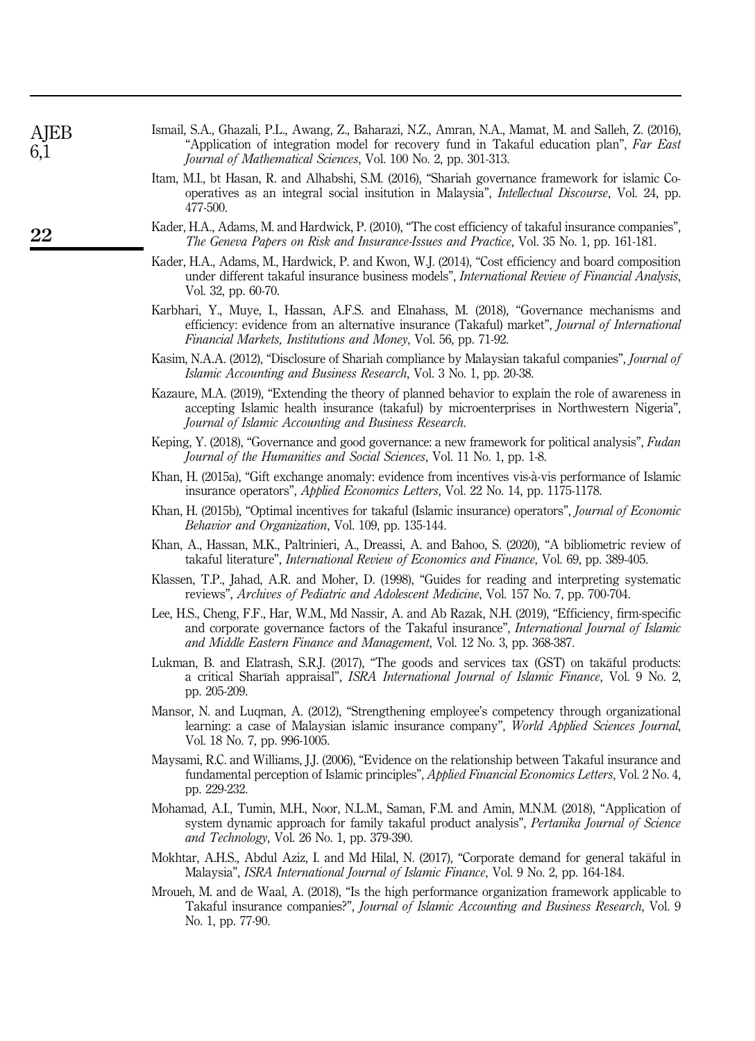Ismail, S.A., Ghazali, P.L., Awang, Z., Baharazi, N.Z., Amran, N.A., Mamat, M. and Salleh, Z. (2016), "Application of integration model for recovery fund in Takaful education plan", *Far East Journal of Mathematical Sciences*, Vol. 100 No. 2, pp. 301-313.

Itam, M.I., bt Hasan, R. and Alhabshi, S.M. (2016), "Shariah governance framework for islamic Co-operatives as an integral social insitution in Malaysia", *Intellectual Discourse*, Vol. 24, pp. 477-500.

Kader, H.A., Adams, M. and Hardwick, P. (2010), "The cost efficiency of takaful insurance companies", *The Geneva Papers on Risk and Insurance-Issues and Practice*, Vol. 35 No. 1, pp. 161-181.

Kader, H.A., Adams, M., Hardwick, P. and Kwon, W.J. (2014), "Cost efficiency and board composition under different takaful insurance business models", *International Review of Financial Analysis*, Vol. 32, pp. 60-70.

Karbhari, Y., Muye, I., Hassan, A.F.S. and Elnahass, M. (2018), "Governance mechanisms and efficiency: evidence from an alternative insurance (Takaful) market", *Journal of International Financial Markets, Institutions and Money*, Vol. 56, pp. 71-92.

Kasim, N.A.A. (2012), "Disclosure of Shariah compliance by Malaysian takaful companies", *Journal of Islamic Accounting and Business Research*, Vol. 3 No. 1, pp. 20-38.

Kazaure, M.A. (2019), "Extending the theory of planned behavior to explain the role of awareness in accepting Islamic health insurance (takaful) by microenterprises in Northwestern Nigeria", *Journal of Islamic Accounting and Business Research*.

Keping, Y. (2018), "Governance and good governance: a new framework for political analysis", *Fudan Journal of the Humanities and Social Sciences*, Vol. 11 No. 1, pp. 1-8.

Khan, H. (2015a), "Gift exchange anomaly: evidence from incentives vis-à-vis performance of Islamic insurance operators", *Applied Economics Letters*, Vol. 22 No. 14, pp. 1175-1178.

Khan, H. (2015b), "Optimal incentives for takaful (Islamic insurance) operators", *Journal of Economic Behavior and Organization*, Vol. 109, pp. 135-144.

Khan, A., Hassan, M.K., Paltrinieri, A., Dreassi, A. and Bahoo, S. (2020), "A bibliometric review of takaful literature", *International Review of Economics and Finance*, Vol. 69, pp. 389-405.

Klassen, T.P., Jahad, A.R. and Moher, D. (1998), "Guides for reading and interpreting systematic reviews", *Archives of Pediatric and Adolescent Medicine*, Vol. 157 No. 7, pp. 700-704.

Lee, H.S., Cheng, F.F., Har, W.M., Md Nassir, A. and Ab Razak, N.H. (2019), "Efficiency, firm-specific and corporate governance factors of the Takaful insurance", *International Journal of Islamic and Middle Eastern Finance and Management*, Vol. 12 No. 3, pp. 368-387.

Lukman, B. and Elatrash, S.R.J. (2017), "The goods and services tax (GST) on takāful products: a critical Sharīah appraisal", *ISRA International Journal of Islamic Finance*, Vol. 9 No. 2, pp. 205-209.

Mansor, N. and Luqman, A. (2012), "Strengthening employee's competency through organizational learning: a case of Malaysian islamic insurance company", *World Applied Sciences Journal*, Vol. 18 No. 7, pp. 996-1005.

Maysami, R.C. and Williams, J.J. (2006), "Evidence on the relationship between Takaful insurance and fundamental perception of Islamic principles", *Applied Financial Economics Letters*, Vol. 2 No. 4, pp. 229-232.

Mohamad, A.I., Tumin, M.H., Noor, N.L.M., Saman, F.M. and Amin, M.N.M. (2018), "Application of system dynamic approach for family takaful product analysis", *Pertanika Journal of Science and Technology*, Vol. 26 No. 1, pp. 379-390.

Mokhtar, A.H.S., Abdul Aziz, I. and Md Hilal, N. (2017), "Corporate demand for general takāful in Malaysia", *ISRA International Journal of Islamic Finance*, Vol. 9 No. 2, pp. 164-184.

Mroueh, M. and de Waal, A. (2018), "Is the high performance organization framework applicable to Takaful insurance companies?", *Journal of Islamic Accounting and Business Research*, Vol. 9 No. 1, pp. 77-90.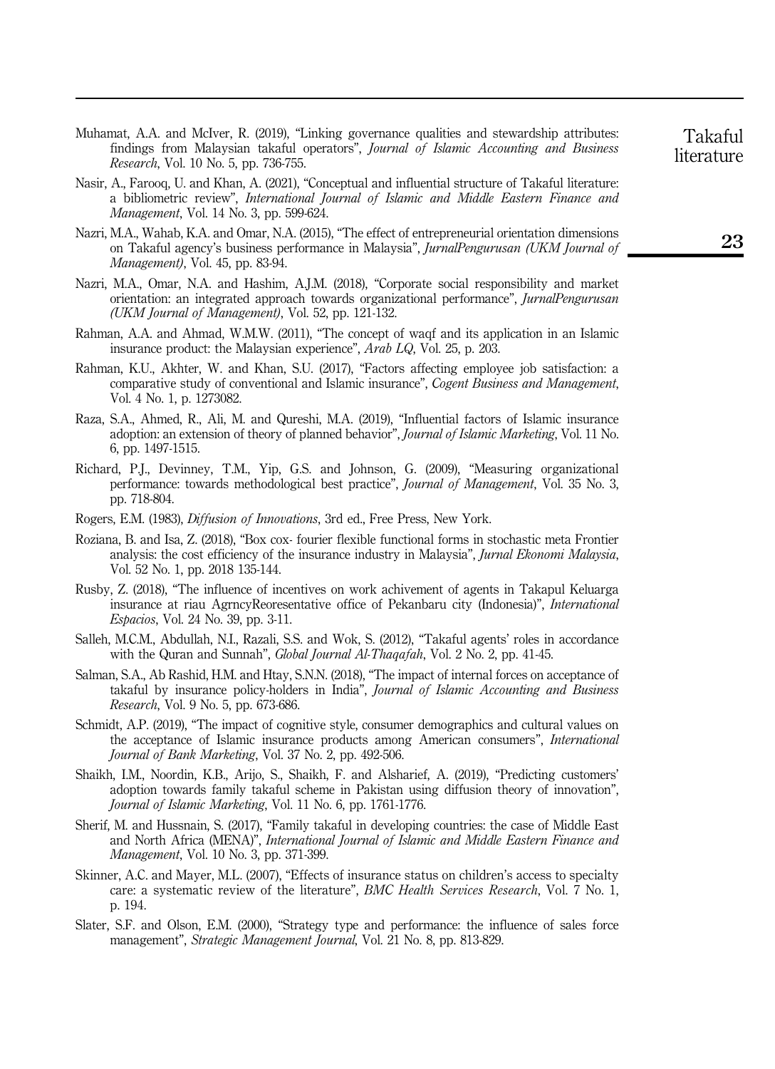Muhamat, A.A. and McIver, R. (2019), "Linking governance qualities and stewardship attributes: findings from Malaysian takaful operators", *Journal of Islamic Accounting and Business Research*, Vol. 10 No. 5, pp. 736-755.

Nasir, A., Farooq, U. and Khan, A. (2021), "Conceptual and influential structure of Takaful literature: a bibliometric review", *International Journal of Islamic and Middle Eastern Finance and Management*, Vol. 14 No. 3, pp. 599-624.

Nazri, M.A., Wahab, K.A. and Omar, N.A. (2015), "The effect of entrepreneurial orientation dimensions on Takaful agency's business performance in Malaysia", *JurnalPengurusan (UKM Journal of Management)*, Vol. 45, pp. 83-94.

Nazri, M.A., Omar, N.A. and Hashim, A.J.M. (2018), "Corporate social responsibility and market orientation: an integrated approach towards organizational performance", *JurnalPengurusan (UKM Journal of Management)*, Vol. 52, pp. 121-132.

Rahman, A.A. and Ahmad, W.M.W. (2011), "The concept of waqf and its application in an Islamic insurance product: the Malaysian experience", *Arab LQ*, Vol. 25, p. 203.

Rahman, K.U., Akhter, W. and Khan, S.U. (2017), "Factors affecting employee job satisfaction: a comparative study of conventional and Islamic insurance", *Cogent Business and Management*, Vol. 4 No. 1, p. 1273082.

Raza, S.A., Ahmed, R., Ali, M. and Qureshi, M.A. (2019), "Influential factors of Islamic insurance adoption: an extension of theory of planned behavior", *Journal of Islamic Marketing*, Vol. 11 No. 6, pp. 1497-1515.

Richard, P.J., Devinney, T.M., Yip, G.S. and Johnson, G. (2009), "Measuring organizational performance: towards methodological best practice", *Journal of Management*, Vol. 35 No. 3, pp. 718-804.

Rogers, E.M. (1983), *Diffusion of Innovations*, 3rd ed., Free Press, New York.

Roziana, B. and Isa, Z. (2018), "Box cox- fourier flexible functional forms in stochastic meta Frontier analysis: the cost efficiency of the insurance industry in Malaysia", *Jurnal Ekonomi Malaysia*, Vol. 52 No. 1, pp. 2018 135-144.

Rusby, Z. (2018), "The influence of incentives on work achivement of agents in Takapul Keluarga insurance at riau AgrncyReoresentative office of Pekanbaru city (Indonesia)", *International Espacios*, Vol. 24 No. 39, pp. 3-11.

Salleh, M.C.M., Abdullah, N.I., Razali, S.S. and Wok, S. (2012), "Takaful agents' roles in accordance with the Quran and Sunnah", *Global Journal Al-Thaqafah*, Vol. 2 No. 2, pp. 41-45.

Salman, S.A., Ab Rashid, H.M. and Htay, S.N.N. (2018), "The impact of internal forces on acceptance of takaful by insurance policy-holders in India", *Journal of Islamic Accounting and Business Research*, Vol. 9 No. 5, pp. 673-686.

Schmidt, A.P. (2019), "The impact of cognitive style, consumer demographics and cultural values on the acceptance of Islamic insurance products among American consumers", *International Journal of Bank Marketing*, Vol. 37 No. 2, pp. 492-506.

Shaikh, I.M., Noordin, K.B., Arijo, S., Shaikh, F. and Alsharief, A. (2019), "Predicting customers' adoption towards family takaful scheme in Pakistan using diffusion theory of innovation", *Journal of Islamic Marketing*, Vol. 11 No. 6, pp. 1761-1776.

Sherif, M. and Hussnain, S. (2017), "Family takaful in developing countries: the case of Middle East and North Africa (MENA)", *International Journal of Islamic and Middle Eastern Finance and Management*, Vol. 10 No. 3, pp. 371-399.

Skinner, A.C. and Mayer, M.L. (2007), "Effects of insurance status on children's access to specialty care: a systematic review of the literature", *BMC Health Services Research*, Vol. 7 No. 1, p. 194.

Slater, S.F. and Olson, E.M. (2000), "Strategy type and performance: the influence of sales force management", *Strategic Management Journal*, Vol. 21 No. 8, pp. 813-829.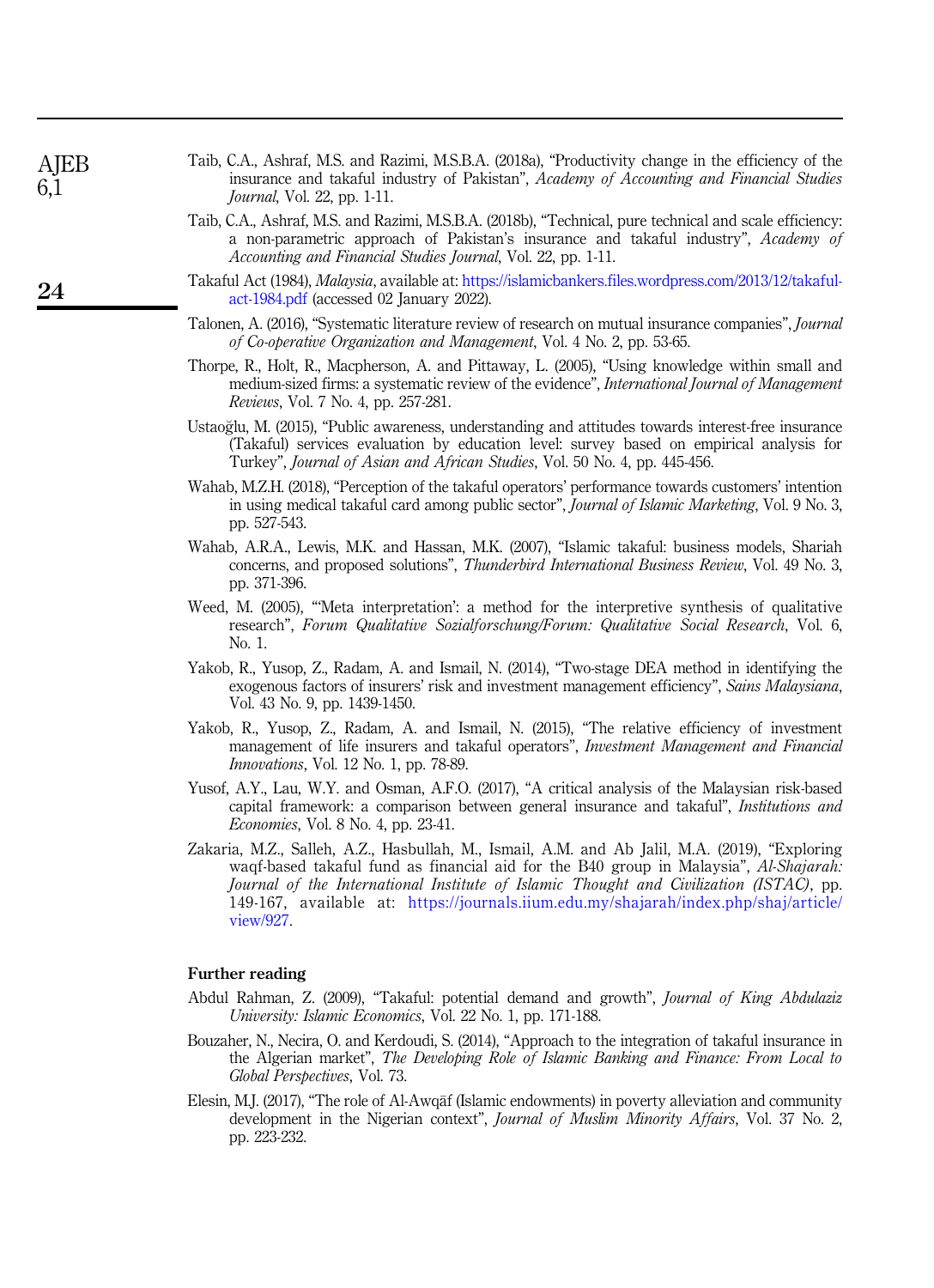Taib, C.A., Ashraf, M.S. and Razimi, M.S.B.A. (2018a), "Productivity change in the efficiency of the insurance and takaful industry of Pakistan", *Academy of Accounting and Financial Studies Journal*, Vol. 22, pp. 1-11.

Taib, C.A., Ashraf, M.S. and Razimi, M.S.B.A. (2018b), "Technical, pure technical and scale efficiency: a non-parametric approach of Pakistan's insurance and takaful industry", *Academy of Accounting and Financial Studies Journal*, Vol. 22, pp. 1-11.

Takaful Act (1984), *Malaysia*, available at: https://islamicbankers.files.wordpress.com/2013/12/takaful-act-1984.pdf (accessed 02 January 2022).

Talonen, A. (2016), "Systematic literature review of research on mutual insurance companies", *Journal of Co-operative Organization and Management*, Vol. 4 No. 2, pp. 53-65.

Thorpe, R., Holt, R., Macpherson, A. and Pittaway, L. (2005), "Using knowledge within small and medium-sized firms: a systematic review of the evidence", *International Journal of Management Reviews*, Vol. 7 No. 4, pp. 257-281.

Ustaoğlu, M. (2015), "Public awareness, understanding and attitudes towards interest-free insurance (Takaful) services evaluation by education level: survey based on empirical analysis for Turkey", *Journal of Asian and African Studies*, Vol. 50 No. 4, pp. 445-456.

Wahab, M.Z.H. (2018), "Perception of the takaful operators' performance towards customers' intention in using medical takaful card among public sector", *Journal of Islamic Marketing*, Vol. 9 No. 3, pp. 527-543.

Wahab, A.R.A., Lewis, M.K. and Hassan, M.K. (2007), "Islamic takaful: business models, Shariah concerns, and proposed solutions", *Thunderbird International Business Review*, Vol. 49 No. 3, pp. 371-396.

Weed, M. (2005), "'Meta interpretation': a method for the interpretive synthesis of qualitative research", *Forum Qualitative Sozialforschung/Forum: Qualitative Social Research*, Vol. 6, No. 1.

Yakob, R., Yusop, Z., Radam, A. and Ismail, N. (2014), "Two-stage DEA method in identifying the exogenous factors of insurers' risk and investment management efficiency", *Sains Malaysiana*, Vol. 43 No. 9, pp. 1439-1450.

Yakob, R., Yusop, Z., Radam, A. and Ismail, N. (2015), "The relative efficiency of investment management of life insurers and takaful operators", *Investment Management and Financial Innovations*, Vol. 12 No. 1, pp. 78-89.

Yusof, A.Y., Lau, W.Y. and Osman, A.F.O. (2017), "A critical analysis of the Malaysian risk-based capital framework: a comparison between general insurance and takaful", *Institutions and Economies*, Vol. 8 No. 4, pp. 23-41.

Zakaria, M.Z., Salleh, A.Z., Hasbullah, M., Ismail, A.M. and Ab Jalil, M.A. (2019), "Exploring waqf-based takaful fund as financial aid for the B40 group in Malaysia", *Al-Shajarah: Journal of the International Institute of Islamic Thought and Civilization (ISTAC)*, pp. 149-167, available at: https://journals.iium.edu.my/shajarah/index.php/shaj/article/view/927.

## Further reading

Abdul Rahman, Z. (2009), "Takaful: potential demand and growth", *Journal of King Abdulaziz University: Islamic Economics*, Vol. 22 No. 1, pp. 171-188.

Bouzaher, N., Necira, O. and Kerdoudi, S. (2014), "Approach to the integration of takaful insurance in the Algerian market", *The Developing Role of Islamic Banking and Finance: From Local to Global Perspectives*, Vol. 73.

Elesin, M.J. (2017), "The role of Al-Awqāf (Islamic endowments) in poverty alleviation and community development in the Nigerian context", *Journal of Muslim Minority Affairs*, Vol. 37 No. 2, pp. 223-232.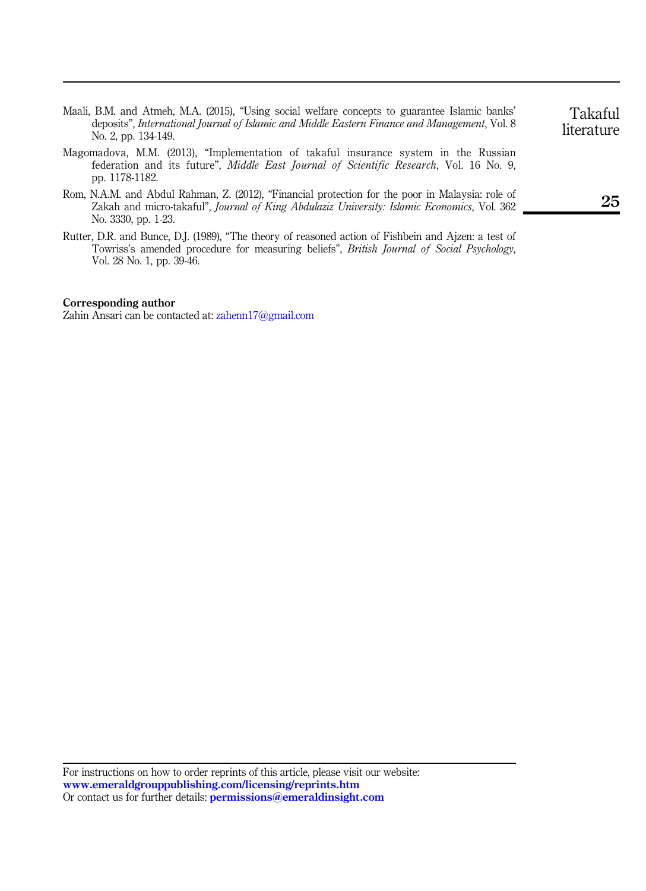Maali, B.M. and Atmeh, M.A. (2015), "Using social welfare concepts to guarantee Islamic banks' deposits", *International Journal of Islamic and Middle Eastern Finance and Management*, Vol. 8 No. 2, pp. 134-149.

Magomadova, M.M. (2013), "Implementation of takaful insurance system in the Russian federation and its future", *Middle East Journal of Scientific Research*, Vol. 16 No. 9, pp. 1178-1182.

Rom, N.A.M. and Abdul Rahman, Z. (2012), "Financial protection for the poor in Malaysia: role of Zakah and micro-takaful", *Journal of King Abdulaziz University: Islamic Economics*, Vol. 362 No. 3330, pp. 1-23.

Rutter, D.R. and Bunce, D.J. (1989), "The theory of reasoned action of Fishbein and Ajzen: a test of Towriss's amended procedure for measuring beliefs", *British Journal of Social Psychology*, Vol. 28 No. 1, pp. 39-46.

**Corresponding author**
Zahin Ansari can be contacted at: zahenn17@gmail.com

For instructions on how to order reprints of this article, please visit our website:
**www.emeraldgrouppublishing.com/licensing/reprints.htm**
Or contact us for further details: **permissions@emeraldinsight.com**